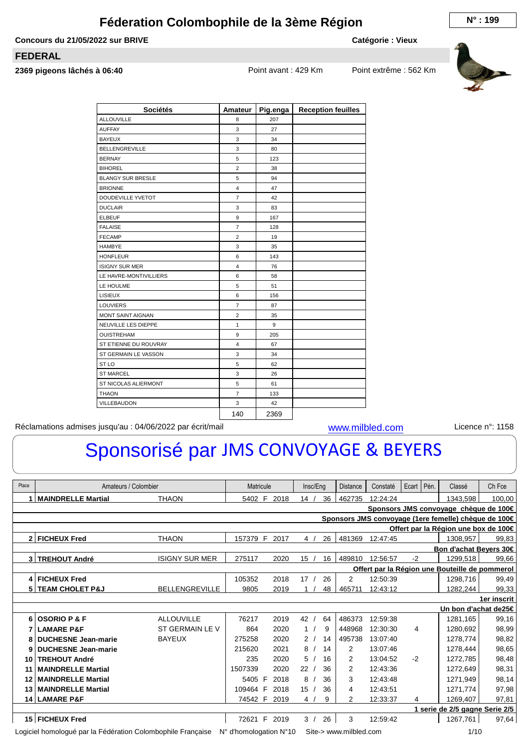# Féderation Colombophile de la 3ème Région

**N° : 199**

**Concours du 21/05/2022 sur BRIVE** — **Catégorie : Vieux**

## FEDERAL

**2369 pigeons lâchés à 06:40** — Point avant : 429 Km — Point extrême : 562 Km

| Sociétés | Amateur | Pig.enga | Reception feuilles |
|---|---|---|---|
| ALLOUVILLE | 8 | 207 | |
| AUFFAY | 3 | 27 | |
| BAYEUX | 3 | 34 | |
| BELLENGREVILLE | 3 | 80 | |
| BERNAY | 5 | 123 | |
| BIHOREL | 2 | 38 | |
| BLANGY SUR BRESLE | 5 | 94 | |
| BRIONNE | 4 | 47 | |
| DOUDEVILLE YVETOT | 7 | 42 | |
| DUCLAIR | 3 | 83 | |
| ELBEUF | 9 | 167 | |
| FALAISE | 7 | 128 | |
| FECAMP | 2 | 19 | |
| HAMBYE | 3 | 35 | |
| HONFLEUR | 6 | 143 | |
| ISIGNY SUR MER | 4 | 76 | |
| LE HAVRE-MONTIVILLIERS | 6 | 58 | |
| LE HOULME | 5 | 51 | |
| LISIEUX | 6 | 156 | |
| LOUVIERS | 7 | 87 | |
| MONT SAINT AIGNAN | 2 | 35 | |
| NEUVILLE LES DIEPPE | 1 | 9 | |
| OUISTREHAM | 9 | 205 | |
| ST ETIENNE DU ROUVRAY | 4 | 67 | |
| ST GERMAIN LE VASSON | 3 | 34 | |
| ST LO | 5 | 62 | |
| ST MARCEL | 3 | 26 | |
| ST NICOLAS ALIERMONT | 5 | 61 | |
| THAON | 7 | 133 | |
| VILLEBAUDON | 3 | 42 | |
| | 140 | 2369 | |

Réclamations admises jusqu'au : 04/06/2022 par écrit/mail — www.milbled.com — Licence n°: 1158

# Sponsorisé par JMS CONVOYAGE & BEYERS

| Place | Amateurs / Colombier | | Matricule | Insc/Eng | Distance | Constaté | Ecart | Pén. | Classé | Ch Fce |
|---|---|---|---|---|---|---|---|---|---|---|
| 1 | **MAINDRELLE Martial** | THAON | 5402 F 2018 | 14 / 36 | 462735 | 12:24:24 | | | 1343,598 | 100,00 |
| | | | | | | | | | **Sponsors JMS convoyage chèque de 100€** | |
| | | | | | | | | | **Sponsors JMS convoyage (1ere femelle) chèque de 100€** | |
| | | | | | | | | | **Offert par la Région une box de 100€** | |
| 2 | **FICHEUX Fred** | THAON | 157379 F 2017 | 4 / 26 | 481369 | 12:47:45 | | | 1308,957 | 99,83 |
| | | | | | | | | | **Bon d'achat Beyers 30€** | |
| 3 | **TREHOUT André** | ISIGNY SUR MER | 275117 2020 | 15 / 16 | 489810 | 12:56:57 | -2 | | 1299,518 | 99,66 |
| | | | | | | | | | **Offert par la Région une Bouteille de pommerol** | |
| 4 | **FICHEUX Fred** | | 105352 2018 | 17 / 26 | 2 | 12:50:39 | | | 1298,716 | 99,49 |
| 5 | **TEAM CHOLET P&J** | BELLENGREVILLE | 9805 2019 | 1 / 48 | 465711 | 12:43:12 | | | 1282,244 | 99,33 |
| | | | | | | | | | **1er inscrit** | |
| | | | | | | | | | **Un bon d'achat de25€** | |
| 6 | **OSORIO P & F** | ALLOUVILLE | 76217 2019 | 42 / 64 | 486373 | 12:59:38 | | | 1281,165 | 99,16 |
| 7 | **LAMARE P&F** | ST GERMAIN LE V | 864 2020 | 1 / 9 | 448968 | 12:30:30 | 4 | | 1280,692 | 98,99 |
| 8 | **DUCHESNE Jean-marie** | BAYEUX | 275258 2020 | 2 / 14 | 495738 | 13:07:40 | | | 1278,774 | 98,82 |
| 9 | **DUCHESNE Jean-marie** | | 215620 2021 | 8 / 14 | 2 | 13:07:46 | | | 1278,444 | 98,65 |
| 10 | **TREHOUT André** | | 235 2020 | 5 / 16 | 2 | 13:04:52 | -2 | | 1272,785 | 98,48 |
| 11 | **MAINDRELLE Martial** | | 1507339 2020 | 22 / 36 | 2 | 12:43:36 | | | 1272,649 | 98,31 |
| 12 | **MAINDRELLE Martial** | | 5405 F 2018 | 8 / 36 | 3 | 12:43:48 | | | 1271,949 | 98,14 |
| 13 | **MAINDRELLE Martial** | | 109464 F 2018 | 15 / 36 | 4 | 12:43:51 | | | 1271,774 | 97,98 |
| 14 | **LAMARE P&F** | | 74542 F 2019 | 4 / 9 | 2 | 12:33:37 | 4 | | 1269,407 | 97,81 |
| | | | | | | | | | **1 serie de 2/5 gagne Serie 2/5** | |
| 15 | **FICHEUX Fred** | | 72621 F 2019 | 3 / 26 | 3 | 12:59:42 | | | 1267,761 | 97,64 |

Logiciel homologué par la Fédération Colombophile Française — N° d'homologation N°10 — Site-> www.milbled.com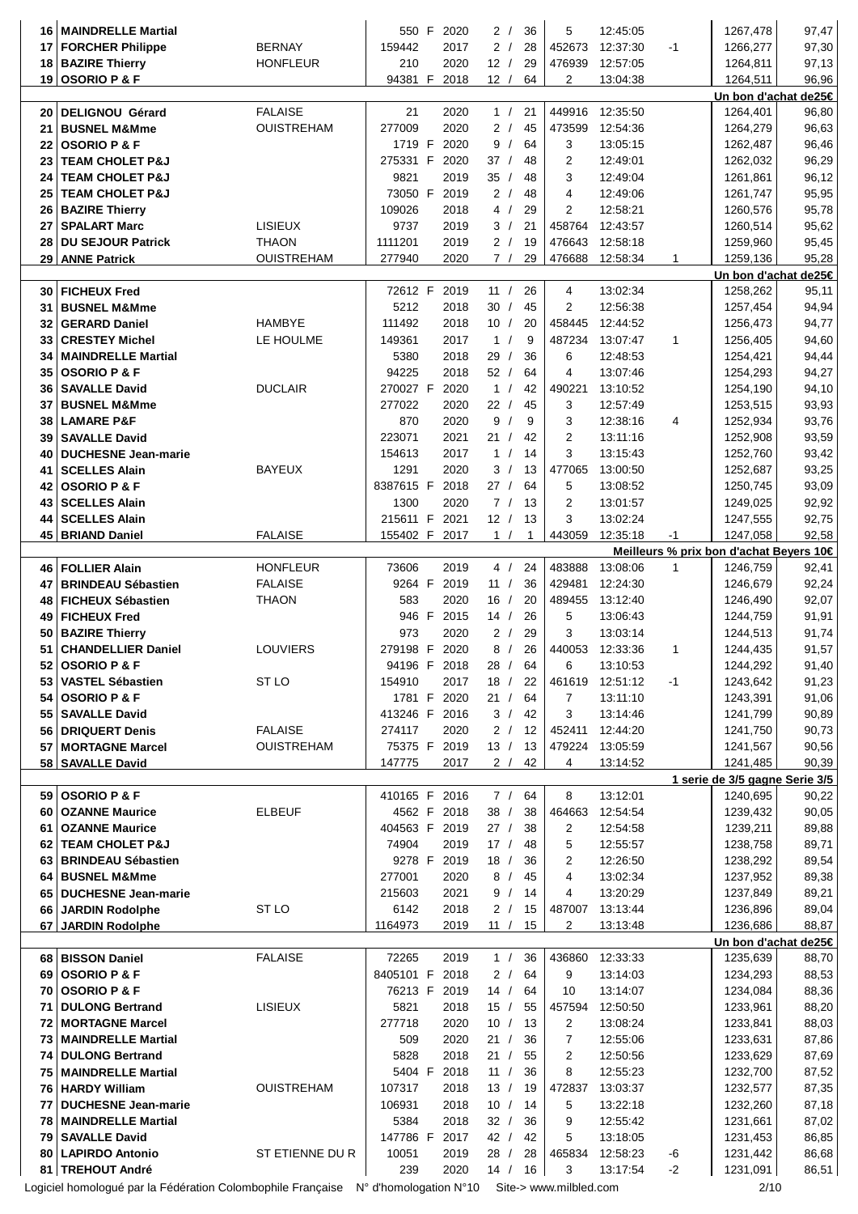| | Nom | Ville | Bague | | Année | Rang | Engagés | Distance | Heure | Écart | Vitesse | Coef |
|---|---|---|---|---|---|---|---|---|---|---|---|---|
| 16 | MAINDRELLE Martial | | 550 | F | 2020 | 2 / | 36 | 5 | 12:45:05 | | 1267,478 | 97,47 |
| 17 | FORCHER Philippe | BERNAY | 159442 | | 2017 | 2 / | 28 | 452673 | 12:37:30 | -1 | 1266,277 | 97,30 |
| 18 | BAZIRE Thierry | HONFLEUR | 210 | | 2020 | 12 / | 29 | 476939 | 12:57:05 | | 1264,811 | 97,13 |
| 19 | OSORIO P & F | | 94381 | F | 2018 | 12 / | 64 | 2 | 13:04:38 | | 1264,511 | 96,96 |
| | | | | | | | | | | | Un bon d'achat de25€ | |
| 20 | DELIGNOU Gérard | FALAISE | 21 | | 2020 | 1 / | 21 | 449916 | 12:35:50 | | 1264,401 | 96,80 |
| 21 | BUSNEL M&Mme | OUISTREHAM | 277009 | | 2020 | 2 / | 45 | 473599 | 12:54:36 | | 1264,279 | 96,63 |
| 22 | OSORIO P & F | | 1719 | F | 2020 | 9 / | 64 | 3 | 13:05:15 | | 1262,487 | 96,46 |
| 23 | TEAM CHOLET P&J | | 275331 | F | 2020 | 37 / | 48 | 2 | 12:49:01 | | 1262,032 | 96,29 |
| 24 | TEAM CHOLET P&J | | 9821 | | 2019 | 35 / | 48 | 3 | 12:49:04 | | 1261,861 | 96,12 |
| 25 | TEAM CHOLET P&J | | 73050 | F | 2019 | 2 / | 48 | 4 | 12:49:06 | | 1261,747 | 95,95 |
| 26 | BAZIRE Thierry | | 109026 | | 2018 | 4 / | 29 | 2 | 12:58:21 | | 1260,576 | 95,78 |
| 27 | SPALART Marc | LISIEUX | 9737 | | 2019 | 3 / | 21 | 458764 | 12:43:57 | | 1260,514 | 95,62 |
| 28 | DU SEJOUR Patrick | THAON | 1111201 | | 2019 | 2 / | 19 | 476643 | 12:58:18 | | 1259,960 | 95,45 |
| 29 | ANNE Patrick | OUISTREHAM | 277940 | | 2020 | 7 / | 29 | 476688 | 12:58:34 | 1 | 1259,136 | 95,28 |
| | | | | | | | | | | | Un bon d'achat de25€ | |
| 30 | FICHEUX Fred | | 72612 | F | 2019 | 11 / | 26 | 4 | 13:02:34 | | 1258,262 | 95,11 |
| 31 | BUSNEL M&Mme | | 5212 | | 2018 | 30 / | 45 | 2 | 12:56:38 | | 1257,454 | 94,94 |
| 32 | GERARD Daniel | HAMBYE | 111492 | | 2018 | 10 / | 20 | 458445 | 12:44:52 | | 1256,473 | 94,77 |
| 33 | CRESTEY Michel | LE HOULME | 149361 | | 2017 | 1 / | 9 | 487234 | 13:07:47 | 1 | 1256,405 | 94,60 |
| 34 | MAINDRELLE Martial | | 5380 | | 2018 | 29 / | 36 | 6 | 12:48:53 | | 1254,421 | 94,44 |
| 35 | OSORIO P & F | | 94225 | | 2018 | 52 / | 64 | 4 | 13:07:46 | | 1254,293 | 94,27 |
| 36 | SAVALLE David | DUCLAIR | 270027 | F | 2020 | 1 / | 42 | 490221 | 13:10:52 | | 1254,190 | 94,10 |
| 37 | BUSNEL M&Mme | | 277022 | | 2020 | 22 / | 45 | 3 | 12:57:49 | | 1253,515 | 93,93 |
| 38 | LAMARE P&F | | 870 | | 2020 | 9 / | 9 | 3 | 12:38:16 | 4 | 1252,934 | 93,76 |
| 39 | SAVALLE David | | 223071 | | 2021 | 21 / | 42 | 2 | 13:11:16 | | 1252,908 | 93,59 |
| 40 | DUCHESNE Jean-marie | | 154613 | | 2017 | 1 / | 14 | 3 | 13:15:43 | | 1252,760 | 93,42 |
| 41 | SCELLES Alain | BAYEUX | 1291 | | 2020 | 3 / | 13 | 477065 | 13:00:50 | | 1252,687 | 93,25 |
| 42 | OSORIO P & F | | 8387615 | F | 2018 | 27 / | 64 | 5 | 13:08:52 | | 1250,745 | 93,09 |
| 43 | SCELLES Alain | | 1300 | | 2020 | 7 / | 13 | 2 | 13:01:57 | | 1249,025 | 92,92 |
| 44 | SCELLES Alain | | 215611 | F | 2021 | 12 / | 13 | 3 | 13:02:24 | | 1247,555 | 92,75 |
| 45 | BRIAND Daniel | FALAISE | 155402 | F | 2017 | 1 / | 1 | 443059 | 12:35:18 | -1 | 1247,058 | 92,58 |
| | | | | | | | | | | | Meilleurs % prix bon d'achat Beyers 10€ | |
| 46 | FOLLIER Alain | HONFLEUR | 73606 | | 2019 | 4 / | 24 | 483888 | 13:08:06 | 1 | 1246,759 | 92,41 |
| 47 | BRINDEAU Sébastien | FALAISE | 9264 | F | 2019 | 11 / | 36 | 429481 | 12:24:30 | | 1246,679 | 92,24 |
| 48 | FICHEUX Sébastien | THAON | 583 | | 2020 | 16 / | 20 | 489455 | 13:12:40 | | 1246,490 | 92,07 |
| 49 | FICHEUX Fred | | 946 | F | 2015 | 14 / | 26 | 5 | 13:06:43 | | 1244,759 | 91,91 |
| 50 | BAZIRE Thierry | | 973 | | 2020 | 2 / | 29 | 3 | 13:03:14 | | 1244,513 | 91,74 |
| 51 | CHANDELLIER Daniel | LOUVIERS | 279198 | F | 2020 | 8 / | 26 | 440053 | 12:33:36 | 1 | 1244,435 | 91,57 |
| 52 | OSORIO P & F | | 94196 | F | 2018 | 28 / | 64 | 6 | 13:10:53 | | 1244,292 | 91,40 |
| 53 | VASTEL Sébastien | ST LO | 154910 | | 2017 | 18 / | 22 | 461619 | 12:51:12 | -1 | 1243,642 | 91,23 |
| 54 | OSORIO P & F | | 1781 | F | 2020 | 21 / | 64 | 7 | 13:11:10 | | 1243,391 | 91,06 |
| 55 | SAVALLE David | | 413246 | F | 2016 | 3 / | 42 | 3 | 13:14:46 | | 1241,799 | 90,89 |
| 56 | DRIQUERT Denis | FALAISE | 274117 | | 2020 | 2 / | 12 | 452411 | 12:44:20 | | 1241,750 | 90,73 |
| 57 | MORTAGNE Marcel | OUISTREHAM | 75375 | F | 2019 | 13 / | 13 | 479224 | 13:05:59 | | 1241,567 | 90,56 |
| 58 | SAVALLE David | | 147775 | | 2017 | 2 / | 42 | 4 | 13:14:52 | | 1241,485 | 90,39 |
| | | | | | | | | | | | 1 serie de 3/5 gagne Serie 3/5 | |
| 59 | OSORIO P & F | | 410165 | F | 2016 | 7 / | 64 | 8 | 13:12:01 | | 1240,695 | 90,22 |
| 60 | OZANNE Maurice | ELBEUF | 4562 | F | 2018 | 38 / | 38 | 464663 | 12:54:54 | | 1239,432 | 90,05 |
| 61 | OZANNE Maurice | | 404563 | F | 2019 | 27 / | 38 | 2 | 12:54:58 | | 1239,211 | 89,88 |
| 62 | TEAM CHOLET P&J | | 74904 | | 2019 | 17 / | 48 | 5 | 12:55:57 | | 1238,758 | 89,71 |
| 63 | BRINDEAU Sébastien | | 9278 | F | 2019 | 18 / | 36 | 2 | 12:26:50 | | 1238,292 | 89,54 |
| 64 | BUSNEL M&Mme | | 277001 | | 2020 | 8 / | 45 | 4 | 13:02:34 | | 1237,952 | 89,38 |
| 65 | DUCHESNE Jean-marie | | 215603 | | 2021 | 9 / | 14 | 4 | 13:20:29 | | 1237,849 | 89,21 |
| 66 | JARDIN Rodolphe | ST LO | 6142 | | 2018 | 2 / | 15 | 487007 | 13:13:44 | | 1236,896 | 89,04 |
| 67 | JARDIN Rodolphe | | 1164973 | | 2019 | 11 / | 15 | 2 | 13:13:48 | | 1236,686 | 88,87 |
| | | | | | | | | | | | Un bon d'achat de25€ | |
| 68 | BISSON Daniel | FALAISE | 72265 | | 2019 | 1 / | 36 | 436860 | 12:33:33 | | 1235,639 | 88,70 |
| 69 | OSORIO P & F | | 8405101 | F | 2018 | 2 / | 64 | 9 | 13:14:03 | | 1234,293 | 88,53 |
| 70 | OSORIO P & F | | 76213 | F | 2019 | 14 / | 64 | 10 | 13:14:07 | | 1234,084 | 88,36 |
| 71 | DULONG Bertrand | LISIEUX | 5821 | | 2018 | 15 / | 55 | 457594 | 12:50:50 | | 1233,961 | 88,20 |
| 72 | MORTAGNE Marcel | | 277718 | | 2020 | 10 / | 13 | 2 | 13:08:24 | | 1233,841 | 88,03 |
| 73 | MAINDRELLE Martial | | 509 | | 2020 | 21 / | 36 | 7 | 12:55:06 | | 1233,631 | 87,86 |
| 74 | DULONG Bertrand | | 5828 | | 2018 | 21 / | 55 | 2 | 12:50:56 | | 1233,629 | 87,69 |
| 75 | MAINDRELLE Martial | | 5404 | F | 2018 | 11 / | 36 | 8 | 12:55:23 | | 1232,700 | 87,52 |
| 76 | HARDY William | OUISTREHAM | 107317 | | 2018 | 13 / | 19 | 472837 | 13:03:37 | | 1232,577 | 87,35 |
| 77 | DUCHESNE Jean-marie | | 106931 | | 2018 | 10 / | 14 | 5 | 13:22:18 | | 1232,260 | 87,18 |
| 78 | MAINDRELLE Martial | | 5384 | | 2018 | 32 / | 36 | 9 | 12:55:42 | | 1231,661 | 87,02 |
| 79 | SAVALLE David | | 147786 | F | 2017 | 42 / | 42 | 5 | 13:18:05 | | 1231,453 | 86,85 |
| 80 | LAPIRDO Antonio | ST ETIENNE DU R | 10051 | | 2019 | 28 / | 28 | 465834 | 12:58:23 | -6 | 1231,442 | 86,68 |
| 81 | TREHOUT André | | 239 | | 2020 | 14 / | 16 | 3 | 13:17:54 | -2 | 1231,091 | 86,51 |

Logiciel homologué par la Fédération Colombophile Française N° d'homologation N°10 Site-> www.milbled.com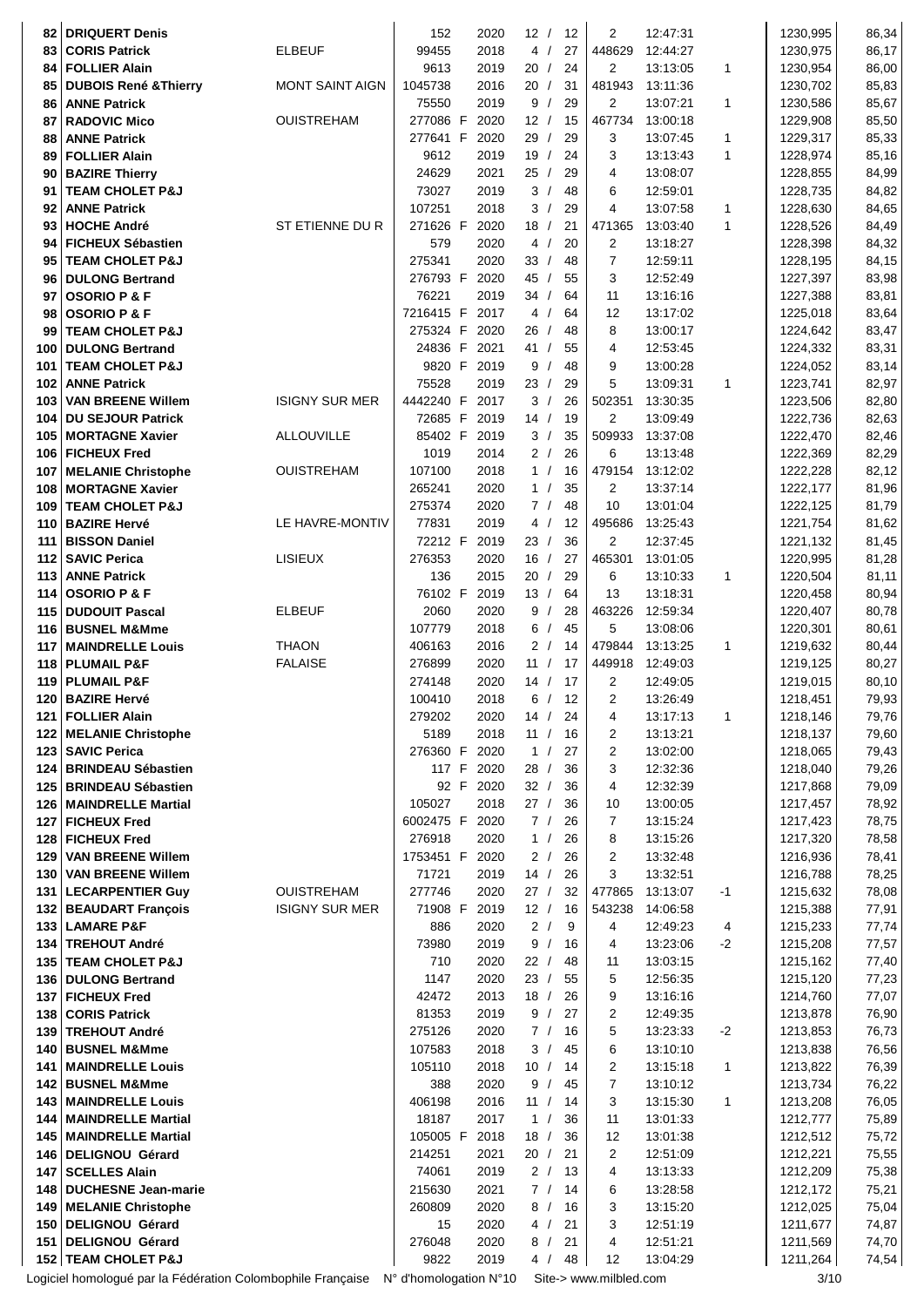| Rang | Nom | Ville | Bague | | Année | Const. | | Nb | Heure | | Vitesse | Points |
|---|---|---|---|---|---|---|---|---|---|---|---|---|
| 82 | DRIQUERT Denis | | 152 | | 2020 | 12 / | 12 | 2 | 12:47:31 | | 1230,995 | 86,34 |
| 83 | CORIS Patrick | ELBEUF | 99455 | | 2018 | 4 / | 27 | 448629 | 12:44:27 | | 1230,975 | 86,17 |
| 84 | FOLLIER Alain | | 9613 | | 2019 | 20 / | 24 | 2 | 13:13:05 | 1 | 1230,954 | 86,00 |
| 85 | DUBOIS René &Thierry | MONT SAINT AIGN | 1045738 | | 2016 | 20 / | 31 | 481943 | 13:11:36 | | 1230,702 | 85,83 |
| 86 | ANNE Patrick | | 75550 | | 2019 | 9 / | 29 | 2 | 13:07:21 | 1 | 1230,586 | 85,67 |
| 87 | RADOVIC Mico | OUISTREHAM | 277086 | F | 2020 | 12 / | 15 | 467734 | 13:00:18 | | 1229,908 | 85,50 |
| 88 | ANNE Patrick | | 277641 | F | 2020 | 29 / | 29 | 3 | 13:07:45 | 1 | 1229,317 | 85,33 |
| 89 | FOLLIER Alain | | 9612 | | 2019 | 19 / | 24 | 3 | 13:13:43 | 1 | 1228,974 | 85,16 |
| 90 | BAZIRE Thierry | | 24629 | | 2021 | 25 / | 29 | 4 | 13:08:07 | | 1228,855 | 84,99 |
| 91 | TEAM CHOLET P&J | | 73027 | | 2019 | 3 / | 48 | 6 | 12:59:01 | | 1228,735 | 84,82 |
| 92 | ANNE Patrick | | 107251 | | 2018 | 3 / | 29 | 4 | 13:07:58 | 1 | 1228,630 | 84,65 |
| 93 | HOCHE André | ST ETIENNE DU R | 271626 | F | 2020 | 18 / | 21 | 471365 | 13:03:40 | 1 | 1228,526 | 84,49 |
| 94 | FICHEUX Sébastien | | 579 | | 2020 | 4 / | 20 | 2 | 13:18:27 | | 1228,398 | 84,32 |
| 95 | TEAM CHOLET P&J | | 275341 | | 2020 | 33 / | 48 | 7 | 12:59:11 | | 1228,195 | 84,15 |
| 96 | DULONG Bertrand | | 276793 | F | 2020 | 45 / | 55 | 3 | 12:52:49 | | 1227,397 | 83,98 |
| 97 | OSORIO P & F | | 76221 | | 2019 | 34 / | 64 | 11 | 13:16:16 | | 1227,388 | 83,81 |
| 98 | OSORIO P & F | | 7216415 | F | 2017 | 4 / | 64 | 12 | 13:17:02 | | 1225,018 | 83,64 |
| 99 | TEAM CHOLET P&J | | 275324 | F | 2020 | 26 / | 48 | 8 | 13:00:17 | | 1224,642 | 83,47 |
| 100 | DULONG Bertrand | | 24836 | F | 2021 | 41 / | 55 | 4 | 12:53:45 | | 1224,332 | 83,31 |
| 101 | TEAM CHOLET P&J | | 9820 | F | 2019 | 9 / | 48 | 9 | 13:00:28 | | 1224,052 | 83,14 |
| 102 | ANNE Patrick | | 75528 | | 2019 | 23 / | 29 | 5 | 13:09:31 | 1 | 1223,741 | 82,97 |
| 103 | VAN BREENE Willem | ISIGNY SUR MER | 4442240 | F | 2017 | 3 / | 26 | 502351 | 13:30:35 | | 1223,506 | 82,80 |
| 104 | DU SEJOUR Patrick | | 72685 | F | 2019 | 14 / | 19 | 2 | 13:09:49 | | 1222,736 | 82,63 |
| 105 | MORTAGNE Xavier | ALLOUVILLE | 85402 | F | 2019 | 3 / | 35 | 509933 | 13:37:08 | | 1222,470 | 82,46 |
| 106 | FICHEUX Fred | | 1019 | | 2014 | 2 / | 26 | 6 | 13:13:48 | | 1222,369 | 82,29 |
| 107 | MELANIE Christophe | OUISTREHAM | 107100 | | 2018 | 1 / | 16 | 479154 | 13:12:02 | | 1222,228 | 82,12 |
| 108 | MORTAGNE Xavier | | 265241 | | 2020 | 1 / | 35 | 2 | 13:37:14 | | 1222,177 | 81,96 |
| 109 | TEAM CHOLET P&J | | 275374 | | 2020 | 7 / | 48 | 10 | 13:01:04 | | 1222,125 | 81,79 |
| 110 | BAZIRE Hervé | LE HAVRE-MONTIV | 77831 | | 2019 | 4 / | 12 | 495686 | 13:25:43 | | 1221,754 | 81,62 |
| 111 | BISSON Daniel | | 72212 | F | 2019 | 23 / | 36 | 2 | 12:37:45 | | 1221,132 | 81,45 |
| 112 | SAVIC Perica | LISIEUX | 276353 | | 2020 | 16 / | 27 | 465301 | 13:01:05 | | 1220,995 | 81,28 |
| 113 | ANNE Patrick | | 136 | | 2015 | 20 / | 29 | 6 | 13:10:33 | 1 | 1220,504 | 81,11 |
| 114 | OSORIO P & F | | 76102 | F | 2019 | 13 / | 64 | 13 | 13:18:31 | | 1220,458 | 80,94 |
| 115 | DUDOUIT Pascal | ELBEUF | 2060 | | 2020 | 9 / | 28 | 463226 | 12:59:34 | | 1220,407 | 80,78 |
| 116 | BUSNEL M&Mme | | 107779 | | 2018 | 6 / | 45 | 5 | 13:08:06 | | 1220,301 | 80,61 |
| 117 | MAINDRELLE Louis | THAON | 406163 | | 2016 | 2 / | 14 | 479844 | 13:13:25 | 1 | 1219,632 | 80,44 |
| 118 | PLUMAIL P&F | FALAISE | 276899 | | 2020 | 11 / | 17 | 449918 | 12:49:03 | | 1219,125 | 80,27 |
| 119 | PLUMAIL P&F | | 274148 | | 2020 | 14 / | 17 | 2 | 12:49:05 | | 1219,015 | 80,10 |
| 120 | BAZIRE Hervé | | 100410 | | 2018 | 6 / | 12 | 2 | 13:26:49 | | 1218,451 | 79,93 |
| 121 | FOLLIER Alain | | 279202 | | 2020 | 14 / | 24 | 4 | 13:17:13 | 1 | 1218,146 | 79,76 |
| 122 | MELANIE Christophe | | 5189 | | 2018 | 11 / | 16 | 2 | 13:13:21 | | 1218,137 | 79,60 |
| 123 | SAVIC Perica | | 276360 | F | 2020 | 1 / | 27 | 2 | 13:02:00 | | 1218,065 | 79,43 |
| 124 | BRINDEAU Sébastien | | 117 | F | 2020 | 28 / | 36 | 3 | 12:32:36 | | 1218,040 | 79,26 |
| 125 | BRINDEAU Sébastien | | 92 | F | 2020 | 32 / | 36 | 4 | 12:32:39 | | 1217,868 | 79,09 |
| 126 | MAINDRELLE Martial | | 105027 | | 2018 | 27 / | 36 | 10 | 13:00:05 | | 1217,457 | 78,92 |
| 127 | FICHEUX Fred | | 6002475 | F | 2020 | 7 / | 26 | 7 | 13:15:24 | | 1217,423 | 78,75 |
| 128 | FICHEUX Fred | | 276918 | | 2020 | 1 / | 26 | 8 | 13:15:26 | | 1217,320 | 78,58 |
| 129 | VAN BREENE Willem | | 1753451 | F | 2020 | 2 / | 26 | 2 | 13:32:48 | | 1216,936 | 78,41 |
| 130 | VAN BREENE Willem | | 71721 | | 2019 | 14 / | 26 | 3 | 13:32:51 | | 1216,788 | 78,25 |
| 131 | LECARPENTIER Guy | OUISTREHAM | 277746 | | 2020 | 27 / | 32 | 477865 | 13:13:07 | -1 | 1215,632 | 78,08 |
| 132 | BEAUDART François | ISIGNY SUR MER | 71908 | F | 2019 | 12 / | 16 | 543238 | 14:06:58 | | 1215,388 | 77,91 |
| 133 | LAMARE P&F | | 886 | | 2020 | 2 / | 9 | 4 | 12:49:23 | 4 | 1215,233 | 77,74 |
| 134 | TREHOUT André | | 73980 | | 2019 | 9 / | 16 | 4 | 13:23:06 | -2 | 1215,208 | 77,57 |
| 135 | TEAM CHOLET P&J | | 710 | | 2020 | 22 / | 48 | 11 | 13:03:15 | | 1215,162 | 77,40 |
| 136 | DULONG Bertrand | | 1147 | | 2020 | 23 / | 55 | 5 | 12:56:35 | | 1215,120 | 77,23 |
| 137 | FICHEUX Fred | | 42472 | | 2013 | 18 / | 26 | 9 | 13:16:16 | | 1214,760 | 77,07 |
| 138 | CORIS Patrick | | 81353 | | 2019 | 9 / | 27 | 2 | 12:49:35 | | 1213,878 | 76,90 |
| 139 | TREHOUT André | | 275126 | | 2020 | 7 / | 16 | 5 | 13:23:33 | -2 | 1213,853 | 76,73 |
| 140 | BUSNEL M&Mme | | 107583 | | 2018 | 3 / | 45 | 6 | 13:10:10 | | 1213,838 | 76,56 |
| 141 | MAINDRELLE Louis | | 105110 | | 2018 | 10 / | 14 | 2 | 13:15:18 | 1 | 1213,822 | 76,39 |
| 142 | BUSNEL M&Mme | | 388 | | 2020 | 9 / | 45 | 7 | 13:10:12 | | 1213,734 | 76,22 |
| 143 | MAINDRELLE Louis | | 406198 | | 2016 | 11 / | 14 | 3 | 13:15:30 | 1 | 1213,208 | 76,05 |
| 144 | MAINDRELLE Martial | | 18187 | | 2017 | 1 / | 36 | 11 | 13:01:33 | | 1212,777 | 75,89 |
| 145 | MAINDRELLE Martial | | 105005 | F | 2018 | 18 / | 36 | 12 | 13:01:38 | | 1212,512 | 75,72 |
| 146 | DELIGNOU Gérard | | 214251 | | 2021 | 20 / | 21 | 2 | 12:51:09 | | 1212,221 | 75,55 |
| 147 | SCELLES Alain | | 74061 | | 2019 | 2 / | 13 | 4 | 13:13:33 | | 1212,209 | 75,38 |
| 148 | DUCHESNE Jean-marie | | 215630 | | 2021 | 7 / | 14 | 6 | 13:28:58 | | 1212,172 | 75,21 |
| 149 | MELANIE Christophe | | 260809 | | 2020 | 8 / | 16 | 3 | 13:15:20 | | 1212,025 | 75,04 |
| 150 | DELIGNOU Gérard | | 15 | | 2020 | 4 / | 21 | 3 | 12:51:19 | | 1211,677 | 74,87 |
| 151 | DELIGNOU Gérard | | 276048 | | 2020 | 8 / | 21 | 4 | 12:51:21 | | 1211,569 | 74,70 |
| 152 | TEAM CHOLET P&J | | 9822 | | 2019 | 4 / | 48 | 12 | 13:04:29 | | 1211,264 | 74,54 |

Logiciel homologué par la Fédération Colombophile Française N° d'homologation N°10 Site-> www.milbled.com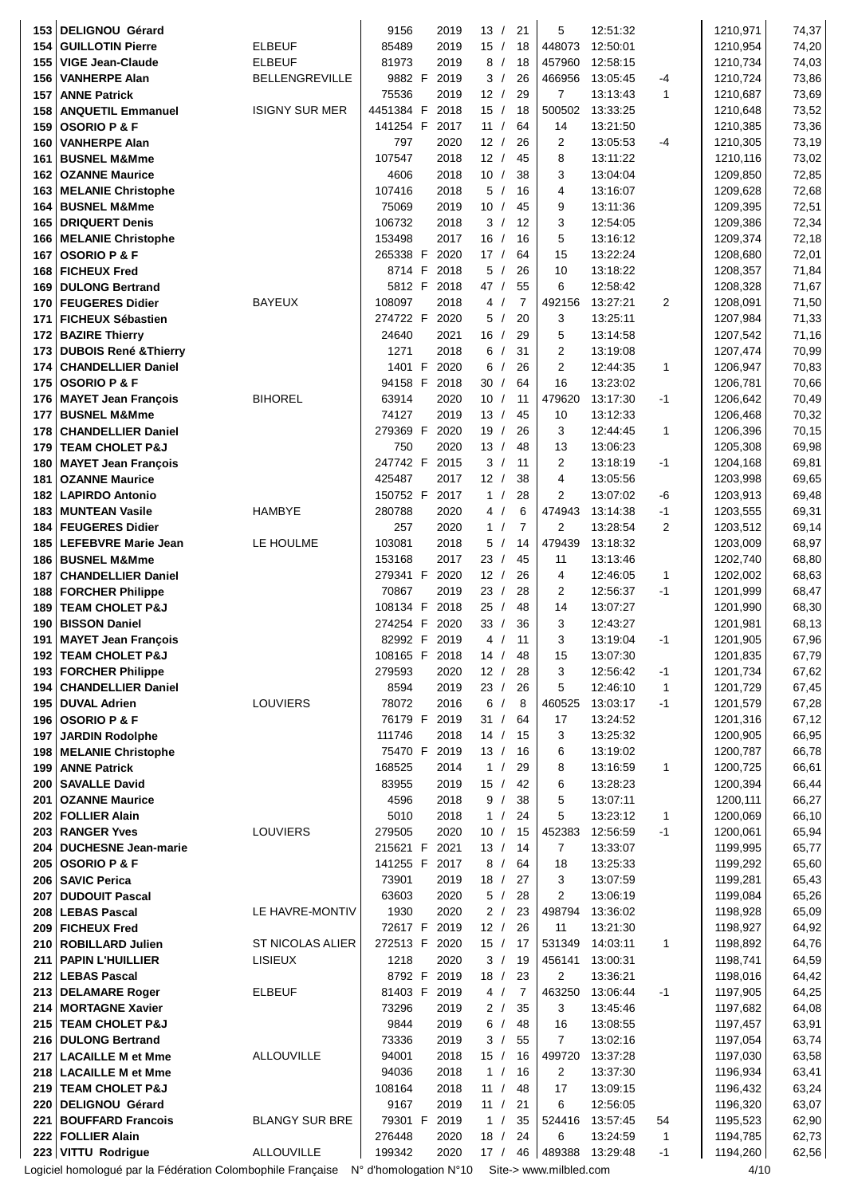| | | | | | | | | | | | |
|---|---|---|---|---|---|---|---|---|---|---|---|
| 153 | DELIGNOU Gérard | | 9156 | 2019 | 13 / 21 | 5 | 12:51:32 | | 1210,971 | 74,37 |
| 154 | GUILLOTIN Pierre | ELBEUF | 85489 | 2019 | 15 / 18 | 448073 | 12:50:01 | | 1210,954 | 74,20 |
| 155 | VIGE Jean-Claude | ELBEUF | 81973 | 2019 | 8 / 18 | 457960 | 12:58:15 | | 1210,734 | 74,03 |
| 156 | VANHERPE Alan | BELLENGREVILLE | 9882 F | 2019 | 3 / 26 | 466956 | 13:05:45 | -4 | 1210,724 | 73,86 |
| 157 | ANNE Patrick | | 75536 | 2019 | 12 / 29 | 7 | 13:13:43 | 1 | 1210,687 | 73,69 |
| 158 | ANQUETIL Emmanuel | ISIGNY SUR MER | 4451384 F | 2018 | 15 / 18 | 500502 | 13:33:25 | | 1210,648 | 73,52 |
| 159 | OSORIO P & F | | 141254 F | 2017 | 11 / 64 | 14 | 13:21:50 | | 1210,385 | 73,36 |
| 160 | VANHERPE Alan | | 797 | 2020 | 12 / 26 | 2 | 13:05:53 | -4 | 1210,305 | 73,19 |
| 161 | BUSNEL M&Mme | | 107547 | 2018 | 12 / 45 | 8 | 13:11:22 | | 1210,116 | 73,02 |
| 162 | OZANNE Maurice | | 4606 | 2018 | 10 / 38 | 3 | 13:04:04 | | 1209,850 | 72,85 |
| 163 | MELANIE Christophe | | 107416 | 2018 | 5 / 16 | 4 | 13:16:07 | | 1209,628 | 72,68 |
| 164 | BUSNEL M&Mme | | 75069 | 2019 | 10 / 45 | 9 | 13:11:36 | | 1209,395 | 72,51 |
| 165 | DRIQUERT Denis | | 106732 | 2018 | 3 / 12 | 3 | 12:54:05 | | 1209,386 | 72,34 |
| 166 | MELANIE Christophe | | 153498 | 2017 | 16 / 16 | 5 | 13:16:12 | | 1209,374 | 72,18 |
| 167 | OSORIO P & F | | 265338 F | 2020 | 17 / 64 | 15 | 13:22:24 | | 1208,680 | 72,01 |
| 168 | FICHEUX Fred | | 8714 F | 2018 | 5 / 26 | 10 | 13:18:22 | | 1208,357 | 71,84 |
| 169 | DULONG Bertrand | | 5812 F | 2018 | 47 / 55 | 6 | 12:58:42 | | 1208,328 | 71,67 |
| 170 | FEUGERES Didier | BAYEUX | 108097 | 2018 | 4 / 7 | 492156 | 13:27:21 | 2 | 1208,091 | 71,50 |
| 171 | FICHEUX Sébastien | | 274722 F | 2020 | 5 / 20 | 3 | 13:25:11 | | 1207,984 | 71,33 |
| 172 | BAZIRE Thierry | | 24640 | 2021 | 16 / 29 | 5 | 13:14:58 | | 1207,542 | 71,16 |
| 173 | DUBOIS René &Thierry | | 1271 | 2018 | 6 / 31 | 2 | 13:19:08 | | 1207,474 | 70,99 |
| 174 | CHANDELLIER Daniel | | 1401 F | 2020 | 6 / 26 | 2 | 12:44:35 | 1 | 1206,947 | 70,83 |
| 175 | OSORIO P & F | | 94158 F | 2018 | 30 / 64 | 16 | 13:23:02 | | 1206,781 | 70,66 |
| 176 | MAYET Jean François | BIHOREL | 63914 | 2020 | 10 / 11 | 479620 | 13:17:30 | -1 | 1206,642 | 70,49 |
| 177 | BUSNEL M&Mme | | 74127 | 2019 | 13 / 45 | 10 | 13:12:33 | | 1206,468 | 70,32 |
| 178 | CHANDELLIER Daniel | | 279369 F | 2020 | 19 / 26 | 3 | 12:44:45 | 1 | 1206,396 | 70,15 |
| 179 | TEAM CHOLET P&J | | 750 | 2020 | 13 / 48 | 13 | 13:06:23 | | 1205,308 | 69,98 |
| 180 | MAYET Jean François | | 247742 F | 2015 | 3 / 11 | 2 | 13:18:19 | -1 | 1204,168 | 69,81 |
| 181 | OZANNE Maurice | | 425487 | 2017 | 12 / 38 | 4 | 13:05:56 | | 1203,998 | 69,65 |
| 182 | LAPIRDO Antonio | | 150752 F | 2017 | 1 / 28 | 2 | 13:07:02 | -6 | 1203,913 | 69,48 |
| 183 | MUNTEAN Vasile | HAMBYE | 280788 | 2020 | 4 / 6 | 474943 | 13:14:38 | -1 | 1203,555 | 69,31 |
| 184 | FEUGERES Didier | | 257 | 2020 | 1 / 7 | 2 | 13:28:54 | 2 | 1203,512 | 69,14 |
| 185 | LEFEBVRE Marie Jean | LE HOULME | 103081 | 2018 | 5 / 14 | 479439 | 13:18:32 | | 1203,009 | 68,97 |
| 186 | BUSNEL M&Mme | | 153168 | 2017 | 23 / 45 | 11 | 13:13:46 | | 1202,740 | 68,80 |
| 187 | CHANDELLIER Daniel | | 279341 F | 2020 | 12 / 26 | 4 | 12:46:05 | 1 | 1202,002 | 68,63 |
| 188 | FORCHER Philippe | | 70867 | 2019 | 23 / 28 | 2 | 12:56:37 | -1 | 1201,999 | 68,47 |
| 189 | TEAM CHOLET P&J | | 108134 F | 2018 | 25 / 48 | 14 | 13:07:27 | | 1201,990 | 68,30 |
| 190 | BISSON Daniel | | 274254 F | 2020 | 33 / 36 | 3 | 12:43:27 | | 1201,981 | 68,13 |
| 191 | MAYET Jean François | | 82992 F | 2019 | 4 / 11 | 3 | 13:19:04 | -1 | 1201,905 | 67,96 |
| 192 | TEAM CHOLET P&J | | 108165 F | 2018 | 14 / 48 | 15 | 13:07:30 | | 1201,835 | 67,79 |
| 193 | FORCHER Philippe | | 279593 | 2020 | 12 / 28 | 3 | 12:56:42 | -1 | 1201,734 | 67,62 |
| 194 | CHANDELLIER Daniel | | 8594 | 2019 | 23 / 26 | 5 | 12:46:10 | 1 | 1201,729 | 67,45 |
| 195 | DUVAL Adrien | LOUVIERS | 78072 | 2016 | 6 / 8 | 460525 | 13:03:17 | -1 | 1201,579 | 67,28 |
| 196 | OSORIO P & F | | 76179 F | 2019 | 31 / 64 | 17 | 13:24:52 | | 1201,316 | 67,12 |
| 197 | JARDIN Rodolphe | | 111746 | 2018 | 14 / 15 | 3 | 13:25:32 | | 1200,905 | 66,95 |
| 198 | MELANIE Christophe | | 75470 F | 2019 | 13 / 16 | 6 | 13:19:02 | | 1200,787 | 66,78 |
| 199 | ANNE Patrick | | 168525 | 2014 | 1 / 29 | 8 | 13:16:59 | 1 | 1200,725 | 66,61 |
| 200 | SAVALLE David | | 83955 | 2019 | 15 / 42 | 6 | 13:28:23 | | 1200,394 | 66,44 |
| 201 | OZANNE Maurice | | 4596 | 2018 | 9 / 38 | 5 | 13:07:11 | | 1200,111 | 66,27 |
| 202 | FOLLIER Alain | | 5010 | 2018 | 1 / 24 | 5 | 13:23:12 | 1 | 1200,069 | 66,10 |
| 203 | RANGER Yves | LOUVIERS | 279505 | 2020 | 10 / 15 | 452383 | 12:56:59 | -1 | 1200,061 | 65,94 |
| 204 | DUCHESNE Jean-marie | | 215621 F | 2021 | 13 / 14 | 7 | 13:33:07 | | 1199,995 | 65,77 |
| 205 | OSORIO P & F | | 141255 F | 2017 | 8 / 64 | 18 | 13:25:33 | | 1199,292 | 65,60 |
| 206 | SAVIC Perica | | 73901 | 2019 | 18 / 27 | 3 | 13:07:59 | | 1199,281 | 65,43 |
| 207 | DUDOUIT Pascal | | 63603 | 2020 | 5 / 28 | 2 | 13:06:19 | | 1199,084 | 65,26 |
| 208 | LEBAS Pascal | LE HAVRE-MONTIV | 1930 | 2020 | 2 / 23 | 498794 | 13:36:02 | | 1198,928 | 65,09 |
| 209 | FICHEUX Fred | | 72617 F | 2019 | 12 / 26 | 11 | 13:21:30 | | 1198,927 | 64,92 |
| 210 | ROBILLARD Julien | ST NICOLAS ALIER | 272513 F | 2020 | 15 / 17 | 531349 | 14:03:11 | 1 | 1198,892 | 64,76 |
| 211 | PAPIN L'HUILLIER | LISIEUX | 1218 | 2020 | 3 / 19 | 456141 | 13:00:31 | | 1198,741 | 64,59 |
| 212 | LEBAS Pascal | | 8792 F | 2019 | 18 / 23 | 2 | 13:36:21 | | 1198,016 | 64,42 |
| 213 | DELAMARE Roger | ELBEUF | 81403 F | 2019 | 4 / 7 | 463250 | 13:06:44 | -1 | 1197,905 | 64,25 |
| 214 | MORTAGNE Xavier | | 73296 | 2019 | 2 / 35 | 3 | 13:45:46 | | 1197,682 | 64,08 |
| 215 | TEAM CHOLET P&J | | 9844 | 2019 | 6 / 48 | 16 | 13:08:55 | | 1197,457 | 63,91 |
| 216 | DULONG Bertrand | | 73336 | 2019 | 3 / 55 | 7 | 13:02:16 | | 1197,054 | 63,74 |
| 217 | LACAILLE M et Mme | ALLOUVILLE | 94001 | 2018 | 15 / 16 | 499720 | 13:37:28 | | 1197,030 | 63,58 |
| 218 | LACAILLE M et Mme | | 94036 | 2018 | 1 / 16 | 2 | 13:37:30 | | 1196,934 | 63,41 |
| 219 | TEAM CHOLET P&J | | 108164 | 2018 | 11 / 48 | 17 | 13:09:15 | | 1196,432 | 63,24 |
| 220 | DELIGNOU Gérard | | 9167 | 2019 | 11 / 21 | 6 | 12:56:05 | | 1196,320 | 63,07 |
| 221 | BOUFFARD Francois | BLANGY SUR BRE | 79301 F | 2019 | 1 / 35 | 524416 | 13:57:45 | 54 | 1195,523 | 62,90 |
| 222 | FOLLIER Alain | | 276448 | 2020 | 18 / 24 | 6 | 13:24:59 | 1 | 1194,785 | 62,73 |
| 223 | VITTU Rodrigue | ALLOUVILLE | 199342 | 2020 | 17 / 46 | 489388 | 13:29:48 | -1 | 1194,260 | 62,56 |

Logiciel homologué par la Fédération Colombophile Française N° d'homologation N°10 Site-> www.milbled.com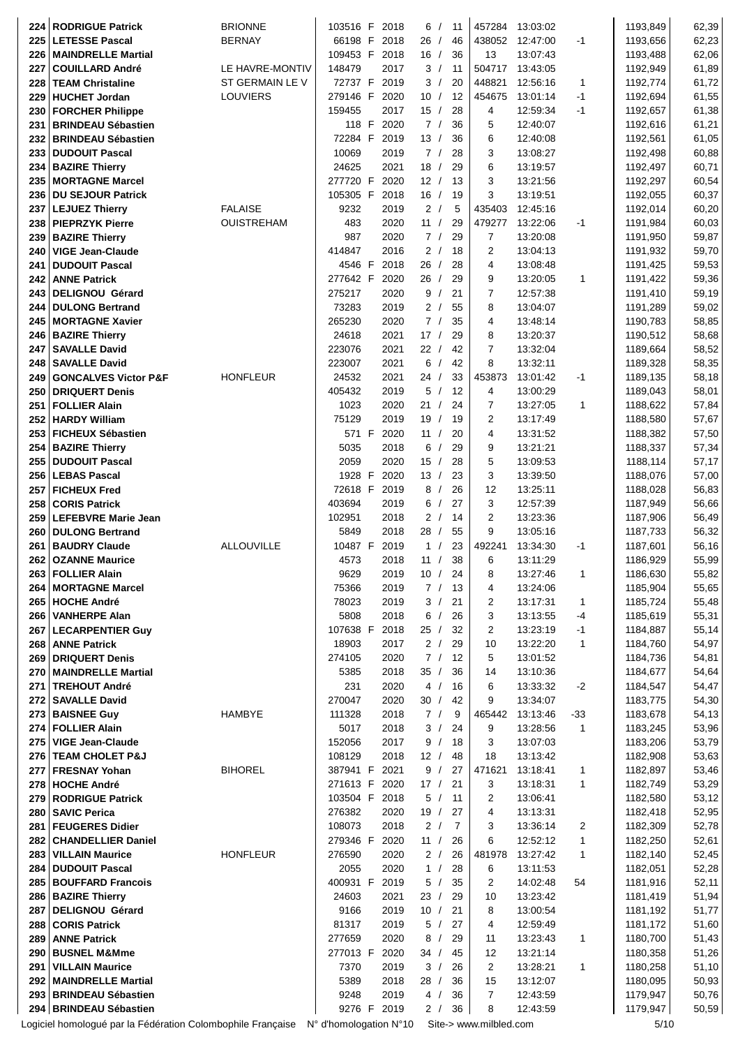| Rang | Nom | Ville | Bague | | Année | Const. | | Dist. | Heure | Écart | Vitesse | Points |
|---|---|---|---|---|---|---|---|---|---|---|---|---|
| 224 | RODRIGUE Patrick | BRIONNE | 103516 | F | 2018 | 6 / | 11 | 457284 | 13:03:02 | | 1193,849 | 62,39 |
| 225 | LETESSE Pascal | BERNAY | 66198 | F | 2018 | 26 / | 46 | 438052 | 12:47:00 | -1 | 1193,656 | 62,23 |
| 226 | MAINDRELLE Martial | | 109453 | F | 2018 | 16 / | 36 | 13 | 13:07:43 | | 1193,488 | 62,06 |
| 227 | COUILLARD André | LE HAVRE-MONTIV | 148479 | | 2017 | 3 / | 11 | 504717 | 13:43:05 | | 1192,949 | 61,89 |
| 228 | TEAM Christaline | ST GERMAIN LE V | 72737 | F | 2019 | 3 / | 20 | 448821 | 12:56:16 | 1 | 1192,774 | 61,72 |
| 229 | HUCHET Jordan | LOUVIERS | 279146 | F | 2020 | 10 / | 12 | 454675 | 13:01:14 | -1 | 1192,694 | 61,55 |
| 230 | FORCHER Philippe | | 159455 | | 2017 | 15 / | 28 | 4 | 12:59:34 | -1 | 1192,657 | 61,38 |
| 231 | BRINDEAU Sébastien | | 118 | F | 2020 | 7 / | 36 | 5 | 12:40:07 | | 1192,616 | 61,21 |
| 232 | BRINDEAU Sébastien | | 72284 | F | 2019 | 13 / | 36 | 6 | 12:40:08 | | 1192,561 | 61,05 |
| 233 | DUDOUIT Pascal | | 10069 | | 2019 | 7 / | 28 | 3 | 13:08:27 | | 1192,498 | 60,88 |
| 234 | BAZIRE Thierry | | 24625 | | 2021 | 18 / | 29 | 6 | 13:19:57 | | 1192,497 | 60,71 |
| 235 | MORTAGNE Marcel | | 277720 | F | 2020 | 12 / | 13 | 3 | 13:21:56 | | 1192,297 | 60,54 |
| 236 | DU SEJOUR Patrick | | 105305 | F | 2018 | 16 / | 19 | 3 | 13:19:51 | | 1192,055 | 60,37 |
| 237 | LEJUEZ Thierry | FALAISE | 9232 | | 2019 | 2 / | 5 | 435403 | 12:45:16 | | 1192,014 | 60,20 |
| 238 | PIEPRZYK Pierre | OUISTREHAM | 483 | | 2020 | 11 / | 29 | 479277 | 13:22:06 | -1 | 1191,984 | 60,03 |
| 239 | BAZIRE Thierry | | 987 | | 2020 | 7 / | 29 | 7 | 13:20:08 | | 1191,950 | 59,87 |
| 240 | VIGE Jean-Claude | | 414847 | | 2016 | 2 / | 18 | 2 | 13:04:13 | | 1191,932 | 59,70 |
| 241 | DUDOUIT Pascal | | 4546 | F | 2018 | 26 / | 28 | 4 | 13:08:48 | | 1191,425 | 59,53 |
| 242 | ANNE Patrick | | 277642 | F | 2020 | 26 / | 29 | 9 | 13:20:05 | 1 | 1191,422 | 59,36 |
| 243 | DELIGNOU Gérard | | 275217 | | 2020 | 9 / | 21 | 7 | 12:57:38 | | 1191,410 | 59,19 |
| 244 | DULONG Bertrand | | 73283 | | 2019 | 2 / | 55 | 8 | 13:04:07 | | 1191,289 | 59,02 |
| 245 | MORTAGNE Xavier | | 265230 | | 2020 | 7 / | 35 | 4 | 13:48:14 | | 1190,783 | 58,85 |
| 246 | BAZIRE Thierry | | 24618 | | 2021 | 17 / | 29 | 8 | 13:20:37 | | 1190,512 | 58,68 |
| 247 | SAVALLE David | | 223076 | | 2021 | 22 / | 42 | 7 | 13:32:04 | | 1189,664 | 58,52 |
| 248 | SAVALLE David | | 223007 | | 2021 | 6 / | 42 | 8 | 13:32:11 | | 1189,328 | 58,35 |
| 249 | GONCALVES Victor P&F | HONFLEUR | 24532 | | 2021 | 24 / | 33 | 453873 | 13:01:42 | -1 | 1189,135 | 58,18 |
| 250 | DRIQUERT Denis | | 405432 | | 2019 | 5 / | 12 | 4 | 13:00:29 | | 1189,043 | 58,01 |
| 251 | FOLLIER Alain | | 1023 | | 2020 | 21 / | 24 | 7 | 13:27:05 | 1 | 1188,622 | 57,84 |
| 252 | HARDY William | | 75129 | | 2019 | 19 / | 19 | 2 | 13:17:49 | | 1188,580 | 57,67 |
| 253 | FICHEUX Sébastien | | 571 | F | 2020 | 11 / | 20 | 4 | 13:31:52 | | 1188,382 | 57,50 |
| 254 | BAZIRE Thierry | | 5035 | | 2018 | 6 / | 29 | 9 | 13:21:21 | | 1188,337 | 57,34 |
| 255 | DUDOUIT Pascal | | 2059 | | 2020 | 15 / | 28 | 5 | 13:09:53 | | 1188,114 | 57,17 |
| 256 | LEBAS Pascal | | 1928 | F | 2020 | 13 / | 23 | 3 | 13:39:50 | | 1188,076 | 57,00 |
| 257 | FICHEUX Fred | | 72618 | F | 2019 | 8 / | 26 | 12 | 13:25:11 | | 1188,028 | 56,83 |
| 258 | CORIS Patrick | | 403694 | | 2019 | 6 / | 27 | 3 | 12:57:39 | | 1187,949 | 56,66 |
| 259 | LEFEBVRE Marie Jean | | 102951 | | 2018 | 2 / | 14 | 2 | 13:23:36 | | 1187,906 | 56,49 |
| 260 | DULONG Bertrand | | 5849 | | 2018 | 28 / | 55 | 9 | 13:05:16 | | 1187,733 | 56,32 |
| 261 | BAUDRY Claude | ALLOUVILLE | 10487 | F | 2019 | 1 / | 23 | 492241 | 13:34:30 | -1 | 1187,601 | 56,16 |
| 262 | OZANNE Maurice | | 4573 | | 2018 | 11 / | 38 | 6 | 13:11:29 | | 1186,929 | 55,99 |
| 263 | FOLLIER Alain | | 9629 | | 2019 | 10 / | 24 | 8 | 13:27:46 | 1 | 1186,630 | 55,82 |
| 264 | MORTAGNE Marcel | | 75366 | | 2019 | 7 / | 13 | 4 | 13:24:06 | | 1185,904 | 55,65 |
| 265 | HOCHE André | | 78023 | | 2019 | 3 / | 21 | 2 | 13:17:31 | 1 | 1185,724 | 55,48 |
| 266 | VANHERPE Alan | | 5808 | | 2018 | 6 / | 26 | 3 | 13:13:55 | -4 | 1185,619 | 55,31 |
| 267 | LECARPENTIER Guy | | 107638 | F | 2018 | 25 / | 32 | 2 | 13:23:19 | -1 | 1184,887 | 55,14 |
| 268 | ANNE Patrick | | 18903 | | 2017 | 2 / | 29 | 10 | 13:22:20 | 1 | 1184,760 | 54,97 |
| 269 | DRIQUERT Denis | | 274105 | | 2020 | 7 / | 12 | 5 | 13:01:52 | | 1184,736 | 54,81 |
| 270 | MAINDRELLE Martial | | 5385 | | 2018 | 35 / | 36 | 14 | 13:10:36 | | 1184,677 | 54,64 |
| 271 | TREHOUT André | | 231 | | 2020 | 4 / | 16 | 6 | 13:33:32 | -2 | 1184,547 | 54,47 |
| 272 | SAVALLE David | | 270047 | | 2020 | 30 / | 42 | 9 | 13:34:07 | | 1183,775 | 54,30 |
| 273 | BAISNEE Guy | HAMBYE | 111328 | | 2018 | 7 / | 9 | 465442 | 13:13:46 | -33 | 1183,678 | 54,13 |
| 274 | FOLLIER Alain | | 5017 | | 2018 | 3 / | 24 | 9 | 13:28:56 | 1 | 1183,245 | 53,96 |
| 275 | VIGE Jean-Claude | | 152056 | | 2017 | 9 / | 18 | 3 | 13:07:03 | | 1183,206 | 53,79 |
| 276 | TEAM CHOLET P&J | | 108129 | | 2018 | 12 / | 48 | 18 | 13:13:42 | | 1182,908 | 53,63 |
| 277 | FRESNAY Yohan | BIHOREL | 387941 | F | 2021 | 9 / | 27 | 471621 | 13:18:41 | 1 | 1182,897 | 53,46 |
| 278 | HOCHE André | | 271613 | F | 2020 | 17 / | 21 | 3 | 13:18:31 | 1 | 1182,749 | 53,29 |
| 279 | RODRIGUE Patrick | | 103504 | F | 2018 | 5 / | 11 | 2 | 13:06:41 | | 1182,580 | 53,12 |
| 280 | SAVIC Perica | | 276382 | | 2020 | 19 / | 27 | 4 | 13:13:31 | | 1182,418 | 52,95 |
| 281 | FEUGERES Didier | | 108073 | | 2018 | 2 / | 7 | 3 | 13:36:14 | 2 | 1182,309 | 52,78 |
| 282 | CHANDELLIER Daniel | | 279346 | F | 2020 | 11 / | 26 | 6 | 12:52:12 | 1 | 1182,250 | 52,61 |
| 283 | VILLAIN Maurice | HONFLEUR | 276590 | | 2020 | 2 / | 26 | 481978 | 13:27:42 | 1 | 1182,140 | 52,45 |
| 284 | DUDOUIT Pascal | | 2055 | | 2020 | 1 / | 28 | 6 | 13:11:53 | | 1182,051 | 52,28 |
| 285 | BOUFFARD Francois | | 400931 | F | 2019 | 5 / | 35 | 2 | 14:02:48 | 54 | 1181,916 | 52,11 |
| 286 | BAZIRE Thierry | | 24603 | | 2021 | 23 / | 29 | 10 | 13:23:42 | | 1181,419 | 51,94 |
| 287 | DELIGNOU Gérard | | 9166 | | 2019 | 10 / | 21 | 8 | 13:00:54 | | 1181,192 | 51,77 |
| 288 | CORIS Patrick | | 81317 | | 2019 | 5 / | 27 | 4 | 12:59:49 | | 1181,172 | 51,60 |
| 289 | ANNE Patrick | | 277659 | | 2020 | 8 / | 29 | 11 | 13:23:43 | 1 | 1180,700 | 51,43 |
| 290 | BUSNEL M&Mme | | 277013 | F | 2020 | 34 / | 45 | 12 | 13:21:14 | | 1180,358 | 51,26 |
| 291 | VILLAIN Maurice | | 7370 | | 2019 | 3 / | 26 | 2 | 13:28:21 | 1 | 1180,258 | 51,10 |
| 292 | MAINDRELLE Martial | | 5389 | | 2018 | 28 / | 36 | 15 | 13:12:07 | | 1180,095 | 50,93 |
| 293 | BRINDEAU Sébastien | | 9248 | | 2019 | 4 / | 36 | 7 | 12:43:59 | | 1179,947 | 50,76 |
| 294 | BRINDEAU Sébastien | | 9276 | F | 2019 | 2 / | 36 | 8 | 12:43:59 | | 1179,947 | 50,59 |

Logiciel homologué par la Fédération Colombophile Française N° d'homologation N°10 Site-> www.milbled.com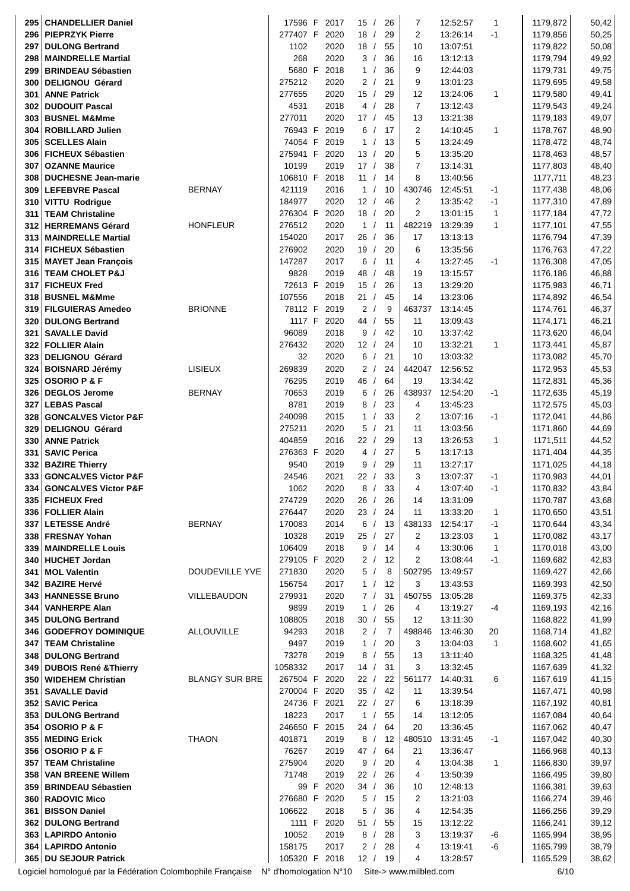| | | | | | | | | | | | |
|---|---|---|---|---|---|---|---|---|---|---|---|
| 295 | CHANDELLIER Daniel | | 17596 F | 2017 | 15 / 26 | 7 | 12:52:57 | 1 | 1179,872 | 50,42 |
| 296 | PIEPRZYK Pierre | | 277407 F | 2020 | 18 / 29 | 2 | 13:26:14 | -1 | 1179,856 | 50,25 |
| 297 | DULONG Bertrand | | 1102 | 2020 | 18 / 55 | 10 | 13:07:51 | | 1179,822 | 50,08 |
| 298 | MAINDRELLE Martial | | 268 | 2020 | 3 / 36 | 16 | 13:12:13 | | 1179,794 | 49,92 |
| 299 | BRINDEAU Sébastien | | 5680 F | 2018 | 1 / 36 | 9 | 12:44:03 | | 1179,731 | 49,75 |
| 300 | DELIGNOU Gérard | | 275212 | 2020 | 2 / 21 | 9 | 13:01:23 | | 1179,695 | 49,58 |
| 301 | ANNE Patrick | | 277655 | 2020 | 15 / 29 | 12 | 13:24:06 | 1 | 1179,580 | 49,41 |
| 302 | DUDOUIT Pascal | | 4531 | 2018 | 4 / 28 | 7 | 13:12:43 | | 1179,543 | 49,24 |
| 303 | BUSNEL M&Mme | | 277011 | 2020 | 17 / 45 | 13 | 13:21:38 | | 1179,183 | 49,07 |
| 304 | ROBILLARD Julien | | 76943 F | 2019 | 6 / 17 | 2 | 14:10:45 | 1 | 1178,767 | 48,90 |
| 305 | SCELLES Alain | | 74054 F | 2019 | 1 / 13 | 5 | 13:24:49 | | 1178,472 | 48,74 |
| 306 | FICHEUX Sébastien | | 275941 F | 2020 | 13 / 20 | 5 | 13:35:20 | | 1178,463 | 48,57 |
| 307 | OZANNE Maurice | | 10199 | 2019 | 17 / 38 | 7 | 13:14:31 | | 1177,803 | 48,40 |
| 308 | DUCHESNE Jean-marie | | 106810 F | 2018 | 11 / 14 | 8 | 13:40:56 | | 1177,711 | 48,23 |
| 309 | LEFEBVRE Pascal | BERNAY | 421119 | 2016 | 1 / 10 | 430746 | 12:45:51 | -1 | 1177,438 | 48,06 |
| 310 | VITTU Rodrigue | | 184977 | 2020 | 12 / 46 | 2 | 13:35:42 | -1 | 1177,310 | 47,89 |
| 311 | TEAM Christaline | | 276304 F | 2020 | 18 / 20 | 2 | 13:01:15 | 1 | 1177,184 | 47,72 |
| 312 | HERREMANS Gérard | HONFLEUR | 276512 | 2020 | 1 / 11 | 482219 | 13:29:39 | 1 | 1177,101 | 47,55 |
| 313 | MAINDRELLE Martial | | 154020 | 2017 | 26 / 36 | 17 | 13:13:13 | | 1176,794 | 47,39 |
| 314 | FICHEUX Sébastien | | 276902 | 2020 | 19 / 20 | 6 | 13:35:56 | | 1176,763 | 47,22 |
| 315 | MAYET Jean François | | 147287 | 2017 | 6 / 11 | 4 | 13:27:45 | -1 | 1176,308 | 47,05 |
| 316 | TEAM CHOLET P&J | | 9828 | 2019 | 48 / 48 | 19 | 13:15:57 | | 1176,186 | 46,88 |
| 317 | FICHEUX Fred | | 72613 F | 2019 | 15 / 26 | 13 | 13:29:20 | | 1175,983 | 46,71 |
| 318 | BUSNEL M&Mme | | 107556 | 2018 | 21 / 45 | 14 | 13:23:06 | | 1174,892 | 46,54 |
| 319 | FILGUIERAS Amedeo | BRIONNE | 78112 F | 2019 | 2 / 9 | 463737 | 13:14:45 | | 1174,761 | 46,37 |
| 320 | DULONG Bertrand | | 1117 F | 2020 | 44 / 55 | 11 | 13:09:43 | | 1174,171 | 46,21 |
| 321 | SAVALLE David | | 96089 | 2018 | 9 / 42 | 10 | 13:37:42 | | 1173,620 | 46,04 |
| 322 | FOLLIER Alain | | 276432 | 2020 | 12 / 24 | 10 | 13:32:21 | 1 | 1173,441 | 45,87 |
| 323 | DELIGNOU Gérard | | 32 | 2020 | 6 / 21 | 10 | 13:03:32 | | 1173,082 | 45,70 |
| 324 | BOISNARD Jérémy | LISIEUX | 269839 | 2020 | 2 / 24 | 442047 | 12:56:52 | | 1172,953 | 45,53 |
| 325 | OSORIO P & F | | 76295 | 2019 | 46 / 64 | 19 | 13:34:42 | | 1172,831 | 45,36 |
| 326 | DEGLOS Jerome | BERNAY | 70653 | 2019 | 6 / 26 | 438937 | 12:54:20 | -1 | 1172,635 | 45,19 |
| 327 | LEBAS Pascal | | 8781 | 2019 | 8 / 23 | 4 | 13:45:23 | | 1172,575 | 45,03 |
| 328 | GONCALVES Victor P&F | | 240098 | 2015 | 1 / 33 | 2 | 13:07:16 | -1 | 1172,041 | 44,86 |
| 329 | DELIGNOU Gérard | | 275211 | 2020 | 5 / 21 | 11 | 13:03:56 | | 1171,860 | 44,69 |
| 330 | ANNE Patrick | | 404859 | 2016 | 22 / 29 | 13 | 13:26:53 | 1 | 1171,511 | 44,52 |
| 331 | SAVIC Perica | | 276363 F | 2020 | 4 / 27 | 5 | 13:17:13 | | 1171,404 | 44,35 |
| 332 | BAZIRE Thierry | | 9540 | 2019 | 9 / 29 | 11 | 13:27:17 | | 1171,025 | 44,18 |
| 333 | GONCALVES Victor P&F | | 24546 | 2021 | 22 / 33 | 3 | 13:07:37 | -1 | 1170,983 | 44,01 |
| 334 | GONCALVES Victor P&F | | 1062 | 2020 | 8 / 33 | 4 | 13:07:40 | -1 | 1170,832 | 43,84 |
| 335 | FICHEUX Fred | | 274729 | 2020 | 26 / 26 | 14 | 13:31:09 | | 1170,787 | 43,68 |
| 336 | FOLLIER Alain | | 276447 | 2020 | 23 / 24 | 11 | 13:33:20 | 1 | 1170,650 | 43,51 |
| 337 | LETESSE André | BERNAY | 170083 | 2014 | 6 / 13 | 438133 | 12:54:17 | -1 | 1170,644 | 43,34 |
| 338 | FRESNAY Yohan | | 10328 | 2019 | 25 / 27 | 2 | 13:23:03 | 1 | 1170,082 | 43,17 |
| 339 | MAINDRELLE Louis | | 106409 | 2018 | 9 / 14 | 4 | 13:30:06 | 1 | 1170,018 | 43,00 |
| 340 | HUCHET Jordan | | 279105 F | 2020 | 2 / 12 | 2 | 13:08:44 | -1 | 1169,682 | 42,83 |
| 341 | MOL Valentin | DOUDEVILLE YVE | 271830 | 2020 | 5 / 8 | 502795 | 13:49:57 | | 1169,427 | 42,66 |
| 342 | BAZIRE Hervé | | 156754 | 2017 | 1 / 12 | 3 | 13:43:53 | | 1169,393 | 42,50 |
| 343 | HANNESSE Bruno | VILLEBAUDON | 279931 | 2020 | 7 / 31 | 450755 | 13:05:28 | | 1169,375 | 42,33 |
| 344 | VANHERPE Alan | | 9899 | 2019 | 1 / 26 | 4 | 13:19:27 | -4 | 1169,193 | 42,16 |
| 345 | DULONG Bertrand | | 108805 | 2018 | 30 / 55 | 12 | 13:11:30 | | 1168,822 | 41,99 |
| 346 | GODEFROY DOMINIQUE | ALLOUVILLE | 94293 | 2018 | 2 / 7 | 498846 | 13:46:30 | 20 | 1168,714 | 41,82 |
| 347 | TEAM Christaline | | 9497 | 2019 | 1 / 20 | 3 | 13:04:03 | 1 | 1168,602 | 41,65 |
| 348 | DULONG Bertrand | | 73278 | 2019 | 8 / 55 | 13 | 13:11:40 | | 1168,325 | 41,48 |
| 349 | DUBOIS René &Thierry | | 1058332 | 2017 | 14 / 31 | 3 | 13:32:45 | | 1167,639 | 41,32 |
| 350 | WIDEHEM Christian | BLANGY SUR BRE | 267504 F | 2020 | 22 / 22 | 561177 | 14:40:31 | 6 | 1167,619 | 41,15 |
| 351 | SAVALLE David | | 270004 F | 2020 | 35 / 42 | 11 | 13:39:54 | | 1167,471 | 40,98 |
| 352 | SAVIC Perica | | 24736 F | 2021 | 22 / 27 | 6 | 13:18:39 | | 1167,192 | 40,81 |
| 353 | DULONG Bertrand | | 18223 | 2017 | 1 / 55 | 14 | 13:12:05 | | 1167,084 | 40,64 |
| 354 | OSORIO P & F | | 246650 F | 2015 | 24 / 64 | 20 | 13:36:45 | | 1167,062 | 40,47 |
| 355 | MEDING Erick | THAON | 401871 | 2019 | 8 / 12 | 480510 | 13:31:45 | -1 | 1167,042 | 40,30 |
| 356 | OSORIO P & F | | 76267 | 2019 | 47 / 64 | 21 | 13:36:47 | | 1166,968 | 40,13 |
| 357 | TEAM Christaline | | 275904 | 2020 | 9 / 20 | 4 | 13:04:38 | 1 | 1166,830 | 39,97 |
| 358 | VAN BREENE Willem | | 71748 | 2019 | 22 / 26 | 4 | 13:50:39 | | 1166,495 | 39,80 |
| 359 | BRINDEAU Sébastien | | 99 F | 2020 | 34 / 36 | 10 | 12:48:13 | | 1166,381 | 39,63 |
| 360 | RADOVIC Mico | | 276680 F | 2020 | 5 / 15 | 2 | 13:21:03 | | 1166,274 | 39,46 |
| 361 | BISSON Daniel | | 106622 | 2018 | 5 / 36 | 4 | 12:54:35 | | 1166,256 | 39,29 |
| 362 | DULONG Bertrand | | 1111 F | 2020 | 51 / 55 | 15 | 13:12:22 | | 1166,241 | 39,12 |
| 363 | LAPIRDO Antonio | | 10052 | 2019 | 8 / 28 | 3 | 13:19:37 | -6 | 1165,994 | 38,95 |
| 364 | LAPIRDO Antonio | | 158175 | 2017 | 2 / 28 | 4 | 13:19:41 | -6 | 1165,799 | 38,79 |
| 365 | DU SEJOUR Patrick | | 105320 F | 2018 | 12 / 19 | 4 | 13:28:57 | | 1165,529 | 38,62 |

Logiciel homologué par la Fédération Colombophile Française N° d'homologation N°10 Site-> www.milbled.com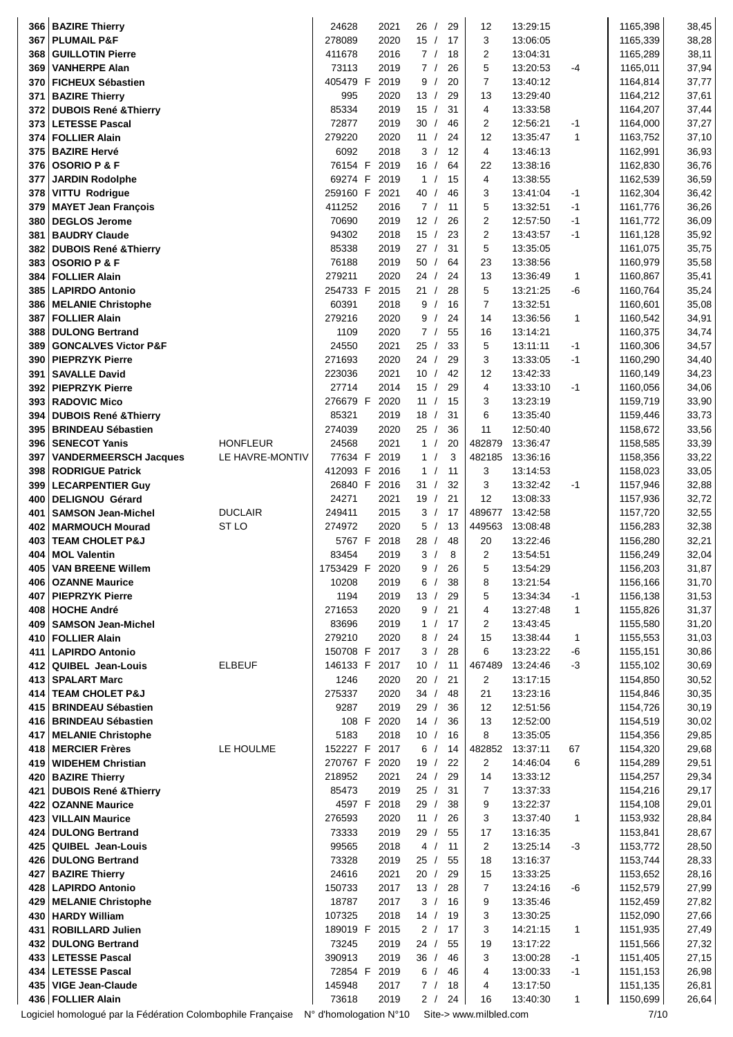| | | | | | | | | | | |
|---|---|---|---|---|---|---|---|---|---|---|
| 366 | BAZIRE Thierry | | 24628 | 2021 | 26 / 29 | 12 | 13:29:15 | | 1165,398 | 38,45 |
| 367 | PLUMAIL P&F | | 278089 | 2020 | 15 / 17 | 3 | 13:06:05 | | 1165,339 | 38,28 |
| 368 | GUILLOTIN Pierre | | 411678 | 2016 | 7 / 18 | 2 | 13:04:31 | | 1165,289 | 38,11 |
| 369 | VANHERPE Alan | | 73113 | 2019 | 7 / 26 | 5 | 13:20:53 | -4 | 1165,011 | 37,94 |
| 370 | FICHEUX Sébastien | | 405479 F | 2019 | 9 / 20 | 7 | 13:40:12 | | 1164,814 | 37,77 |
| 371 | BAZIRE Thierry | | 995 | 2020 | 13 / 29 | 13 | 13:29:40 | | 1164,212 | 37,61 |
| 372 | DUBOIS René &Thierry | | 85334 | 2019 | 15 / 31 | 4 | 13:33:58 | | 1164,207 | 37,44 |
| 373 | LETESSE Pascal | | 72877 | 2019 | 30 / 46 | 2 | 12:56:21 | -1 | 1164,000 | 37,27 |
| 374 | FOLLIER Alain | | 279220 | 2020 | 11 / 24 | 12 | 13:35:47 | 1 | 1163,752 | 37,10 |
| 375 | BAZIRE Hervé | | 6092 | 2018 | 3 / 12 | 4 | 13:46:13 | | 1162,991 | 36,93 |
| 376 | OSORIO P & F | | 76154 F | 2019 | 16 / 64 | 22 | 13:38:16 | | 1162,830 | 36,76 |
| 377 | JARDIN Rodolphe | | 69274 F | 2019 | 1 / 15 | 4 | 13:38:55 | | 1162,539 | 36,59 |
| 378 | VITTU Rodrigue | | 259160 F | 2021 | 40 / 46 | 3 | 13:41:04 | -1 | 1162,304 | 36,42 |
| 379 | MAYET Jean François | | 411252 | 2016 | 7 / 11 | 5 | 13:32:51 | -1 | 1161,776 | 36,26 |
| 380 | DEGLOS Jerome | | 70690 | 2019 | 12 / 26 | 2 | 12:57:50 | -1 | 1161,772 | 36,09 |
| 381 | BAUDRY Claude | | 94302 | 2018 | 15 / 23 | 2 | 13:43:57 | -1 | 1161,128 | 35,92 |
| 382 | DUBOIS René &Thierry | | 85338 | 2019 | 27 / 31 | 5 | 13:35:05 | | 1161,075 | 35,75 |
| 383 | OSORIO P & F | | 76188 | 2019 | 50 / 64 | 23 | 13:38:56 | | 1160,979 | 35,58 |
| 384 | FOLLIER Alain | | 279211 | 2020 | 24 / 24 | 13 | 13:36:49 | 1 | 1160,867 | 35,41 |
| 385 | LAPIRDO Antonio | | 254733 F | 2015 | 21 / 28 | 5 | 13:21:25 | -6 | 1160,764 | 35,24 |
| 386 | MELANIE Christophe | | 60391 | 2018 | 9 / 16 | 7 | 13:32:51 | | 1160,601 | 35,08 |
| 387 | FOLLIER Alain | | 279216 | 2020 | 9 / 24 | 14 | 13:36:56 | 1 | 1160,542 | 34,91 |
| 388 | DULONG Bertrand | | 1109 | 2020 | 7 / 55 | 16 | 13:14:21 | | 1160,375 | 34,74 |
| 389 | GONCALVES Victor P&F | | 24550 | 2021 | 25 / 33 | 5 | 13:11:11 | -1 | 1160,306 | 34,57 |
| 390 | PIEPRZYK Pierre | | 271693 | 2020 | 24 / 29 | 3 | 13:33:05 | -1 | 1160,290 | 34,40 |
| 391 | SAVALLE David | | 223036 | 2021 | 10 / 42 | 12 | 13:42:33 | | 1160,149 | 34,23 |
| 392 | PIEPRZYK Pierre | | 27714 | 2014 | 15 / 29 | 4 | 13:33:10 | -1 | 1160,056 | 34,06 |
| 393 | RADOVIC Mico | | 276679 F | 2020 | 11 / 15 | 3 | 13:23:19 | | 1159,719 | 33,90 |
| 394 | DUBOIS René &Thierry | | 85321 | 2019 | 18 / 31 | 6 | 13:35:40 | | 1159,446 | 33,73 |
| 395 | BRINDEAU Sébastien | | 274039 | 2020 | 25 / 36 | 11 | 12:50:40 | | 1158,672 | 33,56 |
| 396 | SENECOT Yanis | HONFLEUR | 24568 | 2021 | 1 / 20 | 482879 | 13:36:47 | | 1158,585 | 33,39 |
| 397 | VANDERMEERSCH Jacques | LE HAVRE-MONTIV | 77634 F | 2019 | 1 / 3 | 482185 | 13:36:16 | | 1158,356 | 33,22 |
| 398 | RODRIGUE Patrick | | 412093 F | 2016 | 1 / 11 | 3 | 13:14:53 | | 1158,023 | 33,05 |
| 399 | LECARPENTIER Guy | | 26840 F | 2016 | 31 / 32 | 3 | 13:32:42 | -1 | 1157,946 | 32,88 |
| 400 | DELIGNOU Gérard | | 24271 | 2021 | 19 / 21 | 12 | 13:08:33 | | 1157,936 | 32,72 |
| 401 | SAMSON Jean-Michel | DUCLAIR | 249411 | 2015 | 3 / 17 | 489677 | 13:42:58 | | 1157,720 | 32,55 |
| 402 | MARMOUCH Mourad | ST LO | 274972 | 2020 | 5 / 13 | 449563 | 13:08:48 | | 1156,283 | 32,38 |
| 403 | TEAM CHOLET P&J | | 5767 F | 2018 | 28 / 48 | 20 | 13:22:46 | | 1156,280 | 32,21 |
| 404 | MOL Valentin | | 83454 | 2019 | 3 / 8 | 2 | 13:54:51 | | 1156,249 | 32,04 |
| 405 | VAN BREENE Willem | | 1753429 F | 2020 | 9 / 26 | 5 | 13:54:29 | | 1156,203 | 31,87 |
| 406 | OZANNE Maurice | | 10208 | 2019 | 6 / 38 | 8 | 13:21:54 | | 1156,166 | 31,70 |
| 407 | PIEPRZYK Pierre | | 1194 | 2019 | 13 / 29 | 5 | 13:34:34 | -1 | 1156,138 | 31,53 |
| 408 | HOCHE André | | 271653 | 2020 | 9 / 21 | 4 | 13:27:48 | 1 | 1155,826 | 31,37 |
| 409 | SAMSON Jean-Michel | | 83696 | 2019 | 1 / 17 | 2 | 13:43:45 | | 1155,580 | 31,20 |
| 410 | FOLLIER Alain | | 279210 | 2020 | 8 / 24 | 15 | 13:38:44 | 1 | 1155,553 | 31,03 |
| 411 | LAPIRDO Antonio | | 150708 F | 2017 | 3 / 28 | 6 | 13:23:22 | -6 | 1155,151 | 30,86 |
| 412 | QUIBEL Jean-Louis | ELBEUF | 146133 F | 2017 | 10 / 11 | 467489 | 13:24:46 | -3 | 1155,102 | 30,69 |
| 413 | SPALART Marc | | 1246 | 2020 | 20 / 21 | 2 | 13:17:15 | | 1154,850 | 30,52 |
| 414 | TEAM CHOLET P&J | | 275337 | 2020 | 34 / 48 | 21 | 13:23:16 | | 1154,846 | 30,35 |
| 415 | BRINDEAU Sébastien | | 9287 | 2019 | 29 / 36 | 12 | 12:51:56 | | 1154,726 | 30,19 |
| 416 | BRINDEAU Sébastien | | 108 F | 2020 | 14 / 36 | 13 | 12:52:00 | | 1154,519 | 30,02 |
| 417 | MELANIE Christophe | | 5183 | 2018 | 10 / 16 | 8 | 13:35:05 | | 1154,356 | 29,85 |
| 418 | MERCIER Frères | LE HOULME | 152227 F | 2017 | 6 / 14 | 482852 | 13:37:11 | 67 | 1154,320 | 29,68 |
| 419 | WIDEHEM Christian | | 270767 F | 2020 | 19 / 22 | 2 | 14:46:04 | 6 | 1154,289 | 29,51 |
| 420 | BAZIRE Thierry | | 218952 | 2021 | 24 / 29 | 14 | 13:33:12 | | 1154,257 | 29,34 |
| 421 | DUBOIS René &Thierry | | 85473 | 2019 | 25 / 31 | 7 | 13:37:33 | | 1154,216 | 29,17 |
| 422 | OZANNE Maurice | | 4597 F | 2018 | 29 / 38 | 9 | 13:22:37 | | 1154,108 | 29,01 |
| 423 | VILLAIN Maurice | | 276593 | 2020 | 11 / 26 | 3 | 13:37:40 | 1 | 1153,932 | 28,84 |
| 424 | DULONG Bertrand | | 73333 | 2019 | 29 / 55 | 17 | 13:16:35 | | 1153,841 | 28,67 |
| 425 | QUIBEL Jean-Louis | | 99565 | 2018 | 4 / 11 | 2 | 13:25:14 | -3 | 1153,772 | 28,50 |
| 426 | DULONG Bertrand | | 73328 | 2019 | 25 / 55 | 18 | 13:16:37 | | 1153,744 | 28,33 |
| 427 | BAZIRE Thierry | | 24616 | 2021 | 20 / 29 | 15 | 13:33:25 | | 1153,652 | 28,16 |
| 428 | LAPIRDO Antonio | | 150733 | 2017 | 13 / 28 | 7 | 13:24:16 | -6 | 1152,579 | 27,99 |
| 429 | MELANIE Christophe | | 18787 | 2017 | 3 / 16 | 9 | 13:35:46 | | 1152,459 | 27,82 |
| 430 | HARDY William | | 107325 | 2018 | 14 / 19 | 3 | 13:30:25 | | 1152,090 | 27,66 |
| 431 | ROBILLARD Julien | | 189019 F | 2015 | 2 / 17 | 3 | 14:21:15 | 1 | 1151,935 | 27,49 |
| 432 | DULONG Bertrand | | 73245 | 2019 | 24 / 55 | 19 | 13:17:22 | | 1151,566 | 27,32 |
| 433 | LETESSE Pascal | | 390913 | 2019 | 36 / 46 | 3 | 13:00:28 | -1 | 1151,405 | 27,15 |
| 434 | LETESSE Pascal | | 72854 F | 2019 | 6 / 46 | 4 | 13:00:33 | -1 | 1151,153 | 26,98 |
| 435 | VIGE Jean-Claude | | 145948 | 2017 | 7 / 18 | 4 | 13:17:50 | | 1151,135 | 26,81 |
| 436 | FOLLIER Alain | | 73618 | 2019 | 2 / 24 | 16 | 13:40:30 | 1 | 1150,699 | 26,64 |

Logiciel homologué par la Fédération Colombophile Française N° d'homologation N°10 Site-> www.milbled.com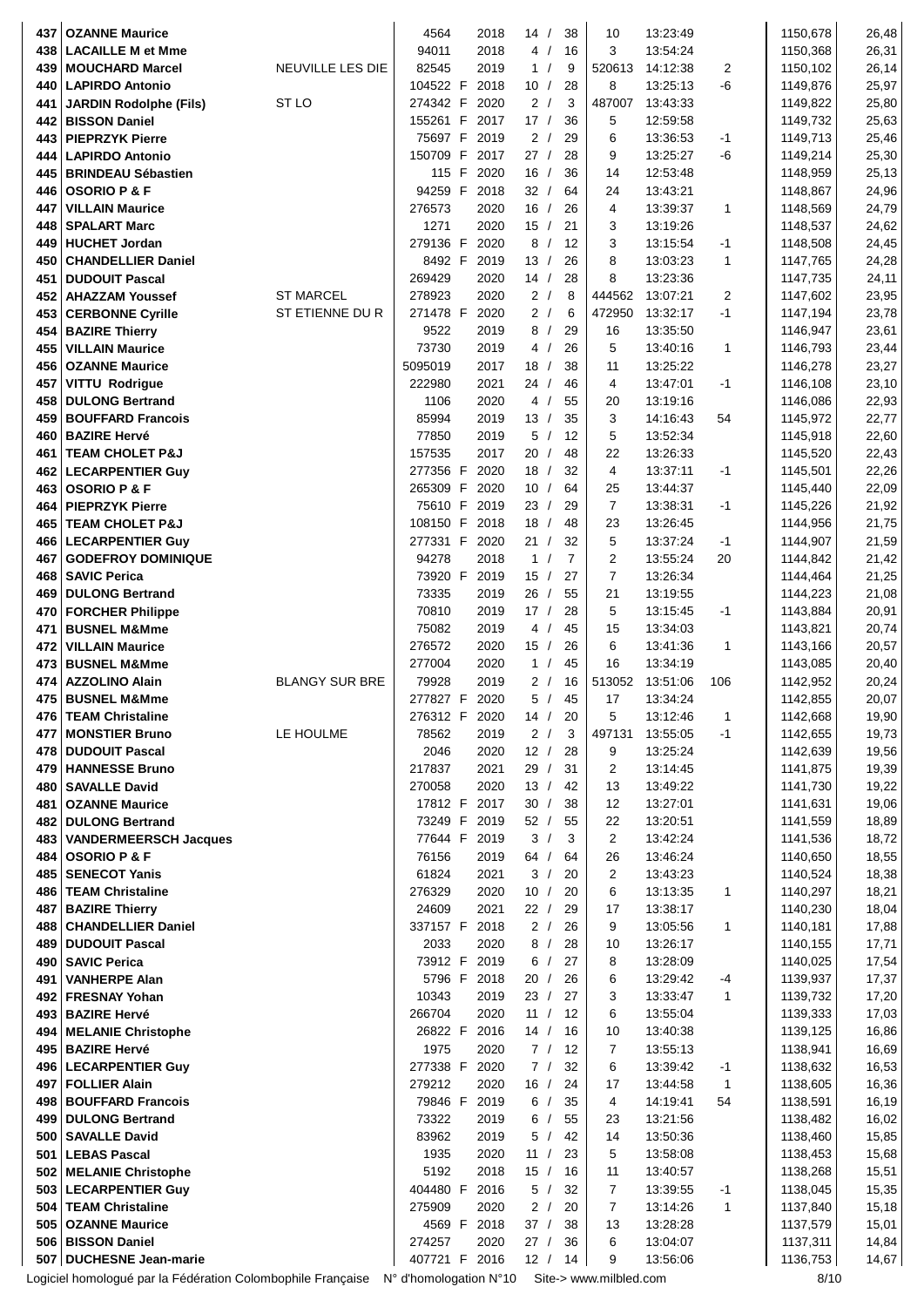| Rang | Nom | Ville | Bague | Année | Classement | Engagés | Dist. | Heure | Écart | Vitesse | Points |
|---|---|---|---|---|---|---|---|---|---|---|---|
| 437 | OZANNE Maurice | | 4564 | 2018 | 14 / | 38 | 10 | 13:23:49 | | 1150,678 | 26,48 |
| 438 | LACAILLE M et Mme | | 94011 | 2018 | 4 / | 16 | 3 | 13:54:24 | | 1150,368 | 26,31 |
| 439 | MOUCHARD Marcel | NEUVILLE LES DIE | 82545 | 2019 | 1 / | 9 | 520613 | 14:12:38 | 2 | 1150,102 | 26,14 |
| 440 | LAPIRDO Antonio | | 104522 F | 2018 | 10 / | 28 | 8 | 13:25:13 | -6 | 1149,876 | 25,97 |
| 441 | JARDIN Rodolphe (Fils) | ST LO | 274342 F | 2020 | 2 / | 3 | 487007 | 13:43:33 | | 1149,822 | 25,80 |
| 442 | BISSON Daniel | | 155261 F | 2017 | 17 / | 36 | 5 | 12:59:58 | | 1149,732 | 25,63 |
| 443 | PIEPRZYK Pierre | | 75697 F | 2019 | 2 / | 29 | 6 | 13:36:53 | -1 | 1149,713 | 25,46 |
| 444 | LAPIRDO Antonio | | 150709 F | 2017 | 27 / | 28 | 9 | 13:25:27 | -6 | 1149,214 | 25,30 |
| 445 | BRINDEAU Sébastien | | 115 F | 2020 | 16 / | 36 | 14 | 12:53:48 | | 1148,959 | 25,13 |
| 446 | OSORIO P & F | | 94259 F | 2018 | 32 / | 64 | 24 | 13:43:21 | | 1148,867 | 24,96 |
| 447 | VILLAIN Maurice | | 276573 | 2020 | 16 / | 26 | 4 | 13:39:37 | 1 | 1148,569 | 24,79 |
| 448 | SPALART Marc | | 1271 | 2020 | 15 / | 21 | 3 | 13:19:26 | | 1148,537 | 24,62 |
| 449 | HUCHET Jordan | | 279136 F | 2020 | 8 / | 12 | 3 | 13:15:54 | -1 | 1148,508 | 24,45 |
| 450 | CHANDELLIER Daniel | | 8492 F | 2019 | 13 / | 26 | 8 | 13:03:23 | 1 | 1147,765 | 24,28 |
| 451 | DUDOUIT Pascal | | 269429 | 2020 | 14 / | 28 | 8 | 13:23:36 | | 1147,735 | 24,11 |
| 452 | AHAZZAM Youssef | ST MARCEL | 278923 | 2020 | 2 / | 8 | 444562 | 13:07:21 | 2 | 1147,602 | 23,95 |
| 453 | CERBONNE Cyrille | ST ETIENNE DU R | 271478 F | 2020 | 2 / | 6 | 472950 | 13:32:17 | -1 | 1147,194 | 23,78 |
| 454 | BAZIRE Thierry | | 9522 | 2019 | 8 / | 29 | 16 | 13:35:50 | | 1146,947 | 23,61 |
| 455 | VILLAIN Maurice | | 73730 | 2019 | 4 / | 26 | 5 | 13:40:16 | 1 | 1146,793 | 23,44 |
| 456 | OZANNE Maurice | | 5095019 | 2017 | 18 / | 38 | 11 | 13:25:22 | | 1146,278 | 23,27 |
| 457 | VITTU Rodrigue | | 222980 | 2021 | 24 / | 46 | 4 | 13:47:01 | -1 | 1146,108 | 23,10 |
| 458 | DULONG Bertrand | | 1106 | 2020 | 4 / | 55 | 20 | 13:19:16 | | 1146,086 | 22,93 |
| 459 | BOUFFARD Francois | | 85994 | 2019 | 13 / | 35 | 3 | 14:16:43 | 54 | 1145,972 | 22,77 |
| 460 | BAZIRE Hervé | | 77850 | 2019 | 5 / | 12 | 5 | 13:52:34 | | 1145,918 | 22,60 |
| 461 | TEAM CHOLET P&J | | 157535 | 2017 | 20 / | 48 | 22 | 13:26:33 | | 1145,520 | 22,43 |
| 462 | LECARPENTIER Guy | | 277356 F | 2020 | 18 / | 32 | 4 | 13:37:11 | -1 | 1145,501 | 22,26 |
| 463 | OSORIO P & F | | 265309 F | 2020 | 10 / | 64 | 25 | 13:44:37 | | 1145,440 | 22,09 |
| 464 | PIEPRZYK Pierre | | 75610 F | 2019 | 23 / | 29 | 7 | 13:38:31 | -1 | 1145,226 | 21,92 |
| 465 | TEAM CHOLET P&J | | 108150 F | 2018 | 18 / | 48 | 23 | 13:26:45 | | 1144,956 | 21,75 |
| 466 | LECARPENTIER Guy | | 277331 F | 2020 | 21 / | 32 | 5 | 13:37:24 | -1 | 1144,907 | 21,59 |
| 467 | GODEFROY DOMINIQUE | | 94278 | 2018 | 1 / | 7 | 2 | 13:55:24 | 20 | 1144,842 | 21,42 |
| 468 | SAVIC Perica | | 73920 F | 2019 | 15 / | 27 | 7 | 13:26:34 | | 1144,464 | 21,25 |
| 469 | DULONG Bertrand | | 73335 | 2019 | 26 / | 55 | 21 | 13:19:55 | | 1144,223 | 21,08 |
| 470 | FORCHER Philippe | | 70810 | 2019 | 17 / | 28 | 5 | 13:15:45 | -1 | 1143,884 | 20,91 |
| 471 | BUSNEL M&Mme | | 75082 | 2019 | 4 / | 45 | 15 | 13:34:03 | | 1143,821 | 20,74 |
| 472 | VILLAIN Maurice | | 276572 | 2020 | 15 / | 26 | 6 | 13:41:36 | 1 | 1143,166 | 20,57 |
| 473 | BUSNEL M&Mme | | 277004 | 2020 | 1 / | 45 | 16 | 13:34:19 | | 1143,085 | 20,40 |
| 474 | AZZOLINO Alain | BLANGY SUR BRE | 79928 | 2019 | 2 / | 16 | 513052 | 13:51:06 | 106 | 1142,952 | 20,24 |
| 475 | BUSNEL M&Mme | | 277827 F | 2020 | 5 / | 45 | 17 | 13:34:24 | | 1142,855 | 20,07 |
| 476 | TEAM Christaline | | 276312 F | 2020 | 14 / | 20 | 5 | 13:12:46 | 1 | 1142,668 | 19,90 |
| 477 | MONSTIER Bruno | LE HOULME | 78562 | 2019 | 2 / | 3 | 497131 | 13:55:05 | -1 | 1142,655 | 19,73 |
| 478 | DUDOUIT Pascal | | 2046 | 2020 | 12 / | 28 | 9 | 13:25:24 | | 1142,639 | 19,56 |
| 479 | HANNESSE Bruno | | 217837 | 2021 | 29 / | 31 | 2 | 13:14:45 | | 1141,875 | 19,39 |
| 480 | SAVALLE David | | 270058 | 2020 | 13 / | 42 | 13 | 13:49:22 | | 1141,730 | 19,22 |
| 481 | OZANNE Maurice | | 17812 F | 2017 | 30 / | 38 | 12 | 13:27:01 | | 1141,631 | 19,06 |
| 482 | DULONG Bertrand | | 73249 F | 2019 | 52 / | 55 | 22 | 13:20:51 | | 1141,559 | 18,89 |
| 483 | VANDERMEERSCH Jacques | | 77644 F | 2019 | 3 / | 3 | 2 | 13:42:24 | | 1141,536 | 18,72 |
| 484 | OSORIO P & F | | 76156 | 2019 | 64 / | 64 | 26 | 13:46:24 | | 1140,650 | 18,55 |
| 485 | SENECOT Yanis | | 61824 | 2021 | 3 / | 20 | 2 | 13:43:23 | | 1140,524 | 18,38 |
| 486 | TEAM Christaline | | 276329 | 2020 | 10 / | 20 | 6 | 13:13:35 | 1 | 1140,297 | 18,21 |
| 487 | BAZIRE Thierry | | 24609 | 2021 | 22 / | 29 | 17 | 13:38:17 | | 1140,230 | 18,04 |
| 488 | CHANDELLIER Daniel | | 337157 F | 2018 | 2 / | 26 | 9 | 13:05:56 | 1 | 1140,181 | 17,88 |
| 489 | DUDOUIT Pascal | | 2033 | 2020 | 8 / | 28 | 10 | 13:26:17 | | 1140,155 | 17,71 |
| 490 | SAVIC Perica | | 73912 F | 2019 | 6 / | 27 | 8 | 13:28:09 | | 1140,025 | 17,54 |
| 491 | VANHERPE Alan | | 5796 F | 2018 | 20 / | 26 | 6 | 13:29:42 | -4 | 1139,937 | 17,37 |
| 492 | FRESNAY Yohan | | 10343 | 2019 | 23 / | 27 | 3 | 13:33:47 | 1 | 1139,732 | 17,20 |
| 493 | BAZIRE Hervé | | 266704 | 2020 | 11 / | 12 | 6 | 13:55:04 | | 1139,333 | 17,03 |
| 494 | MELANIE Christophe | | 26822 F | 2016 | 14 / | 16 | 10 | 13:40:38 | | 1139,125 | 16,86 |
| 495 | BAZIRE Hervé | | 1975 | 2020 | 7 / | 12 | 7 | 13:55:13 | | 1138,941 | 16,69 |
| 496 | LECARPENTIER Guy | | 277338 F | 2020 | 7 / | 32 | 6 | 13:39:42 | -1 | 1138,632 | 16,53 |
| 497 | FOLLIER Alain | | 279212 | 2020 | 16 / | 24 | 17 | 13:44:58 | 1 | 1138,605 | 16,36 |
| 498 | BOUFFARD Francois | | 79846 F | 2019 | 6 / | 35 | 4 | 14:19:41 | 54 | 1138,591 | 16,19 |
| 499 | DULONG Bertrand | | 73322 | 2019 | 6 / | 55 | 23 | 13:21:56 | | 1138,482 | 16,02 |
| 500 | SAVALLE David | | 83962 | 2019 | 5 / | 42 | 14 | 13:50:36 | | 1138,460 | 15,85 |
| 501 | LEBAS Pascal | | 1935 | 2020 | 11 / | 23 | 5 | 13:58:08 | | 1138,453 | 15,68 |
| 502 | MELANIE Christophe | | 5192 | 2018 | 15 / | 16 | 11 | 13:40:57 | | 1138,268 | 15,51 |
| 503 | LECARPENTIER Guy | | 404480 F | 2016 | 5 / | 32 | 7 | 13:39:55 | -1 | 1138,045 | 15,35 |
| 504 | TEAM Christaline | | 275909 | 2020 | 2 / | 20 | 7 | 13:14:26 | 1 | 1137,840 | 15,18 |
| 505 | OZANNE Maurice | | 4569 F | 2018 | 37 / | 38 | 13 | 13:28:28 | | 1137,579 | 15,01 |
| 506 | BISSON Daniel | | 274257 | 2020 | 27 / | 36 | 6 | 13:04:07 | | 1137,311 | 14,84 |
| 507 | DUCHESNE Jean-marie | | 407721 F | 2016 | 12 / | 14 | 9 | 13:56:06 | | 1136,753 | 14,67 |

Logiciel homologué par la Fédération Colombophile Française N° d'homologation N°10 Site-> www.milbled.com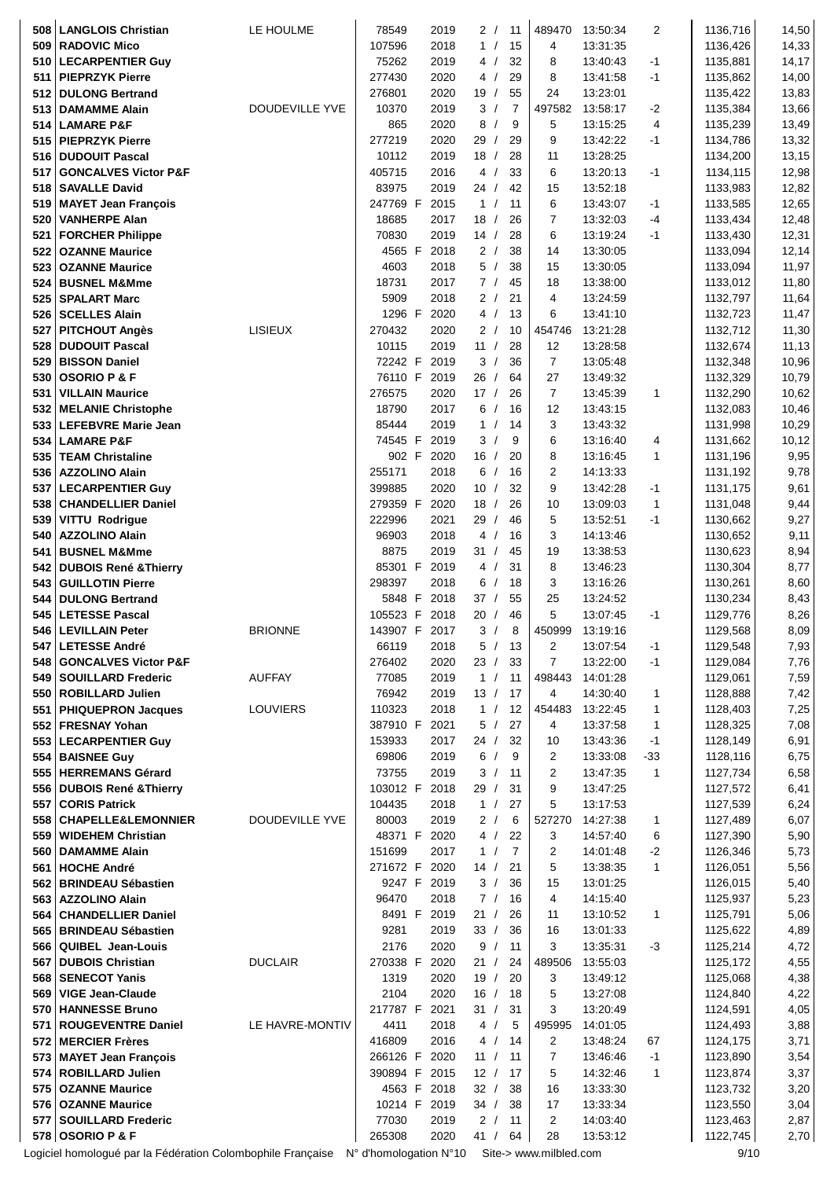| Rang | Nom | Ville | Bague | Année | Classement | | Distance | Heure | Écart | Vitesse | Points |
|---|---|---|---|---|---|---|---|---|---|---|---|
| 508 | LANGLOIS Christian | LE HOULME | 78549 | 2019 | 2 / | 11 | 489470 | 13:50:34 | 2 | 1136,716 | 14,50 |
| 509 | RADOVIC Mico | | 107596 | 2018 | 1 / | 15 | 4 | 13:31:35 | | 1136,426 | 14,33 |
| 510 | LECARPENTIER Guy | | 75262 | 2019 | 4 / | 32 | 8 | 13:40:43 | -1 | 1135,881 | 14,17 |
| 511 | PIEPRZYK Pierre | | 277430 | 2020 | 4 / | 29 | 8 | 13:41:58 | -1 | 1135,862 | 14,00 |
| 512 | DULONG Bertrand | | 276801 | 2020 | 19 / | 55 | 24 | 13:23:01 | | 1135,422 | 13,83 |
| 513 | DAMAMME Alain | DOUDEVILLE YVE | 10370 | 2019 | 3 / | 7 | 497582 | 13:58:17 | -2 | 1135,384 | 13,66 |
| 514 | LAMARE P&F | | 865 | 2020 | 8 / | 9 | 5 | 13:15:25 | 4 | 1135,239 | 13,49 |
| 515 | PIEPRZYK Pierre | | 277219 | 2020 | 29 / | 29 | 9 | 13:42:22 | -1 | 1134,786 | 13,32 |
| 516 | DUDOUIT Pascal | | 10112 | 2019 | 18 / | 28 | 11 | 13:28:25 | | 1134,200 | 13,15 |
| 517 | GONCALVES Victor P&F | | 405715 | 2016 | 4 / | 33 | 6 | 13:20:13 | -1 | 1134,115 | 12,98 |
| 518 | SAVALLE David | | 83975 | 2019 | 24 / | 42 | 15 | 13:52:18 | | 1133,983 | 12,82 |
| 519 | MAYET Jean François | | 247769 F | 2015 | 1 / | 11 | 6 | 13:43:07 | -1 | 1133,585 | 12,65 |
| 520 | VANHERPE Alan | | 18685 | 2017 | 18 / | 26 | 7 | 13:32:03 | -4 | 1133,434 | 12,48 |
| 521 | FORCHER Philippe | | 70830 | 2019 | 14 / | 28 | 6 | 13:19:24 | -1 | 1133,430 | 12,31 |
| 522 | OZANNE Maurice | | 4565 F | 2018 | 2 / | 38 | 14 | 13:30:05 | | 1133,094 | 12,14 |
| 523 | OZANNE Maurice | | 4603 | 2018 | 5 / | 38 | 15 | 13:30:05 | | 1133,094 | 11,97 |
| 524 | BUSNEL M&Mme | | 18731 | 2017 | 7 / | 45 | 18 | 13:38:00 | | 1133,012 | 11,80 |
| 525 | SPALART Marc | | 5909 | 2018 | 2 / | 21 | 4 | 13:24:59 | | 1132,797 | 11,64 |
| 526 | SCELLES Alain | | 1296 F | 2020 | 4 / | 13 | 6 | 13:41:10 | | 1132,723 | 11,47 |
| 527 | PITCHOUT Angès | LISIEUX | 270432 | 2020 | 2 / | 10 | 454746 | 13:21:28 | | 1132,712 | 11,30 |
| 528 | DUDOUIT Pascal | | 10115 | 2019 | 11 / | 28 | 12 | 13:28:58 | | 1132,674 | 11,13 |
| 529 | BISSON Daniel | | 72242 F | 2019 | 3 / | 36 | 7 | 13:05:48 | | 1132,348 | 10,96 |
| 530 | OSORIO P & F | | 76110 F | 2019 | 26 / | 64 | 27 | 13:49:32 | | 1132,329 | 10,79 |
| 531 | VILLAIN Maurice | | 276575 | 2020 | 17 / | 26 | 7 | 13:45:39 | 1 | 1132,290 | 10,62 |
| 532 | MELANIE Christophe | | 18790 | 2017 | 6 / | 16 | 12 | 13:43:15 | | 1132,083 | 10,46 |
| 533 | LEFEBVRE Marie Jean | | 85444 | 2019 | 1 / | 14 | 3 | 13:43:32 | | 1131,998 | 10,29 |
| 534 | LAMARE P&F | | 74545 F | 2019 | 3 / | 9 | 6 | 13:16:40 | 4 | 1131,662 | 10,12 |
| 535 | TEAM Christaline | | 902 F | 2020 | 16 / | 20 | 8 | 13:16:45 | 1 | 1131,196 | 9,95 |
| 536 | AZZOLINO Alain | | 255171 | 2018 | 6 / | 16 | 2 | 14:13:33 | | 1131,192 | 9,78 |
| 537 | LECARPENTIER Guy | | 399885 | 2020 | 10 / | 32 | 9 | 13:42:28 | -1 | 1131,175 | 9,61 |
| 538 | CHANDELLIER Daniel | | 279359 F | 2020 | 18 / | 26 | 10 | 13:09:03 | 1 | 1131,048 | 9,44 |
| 539 | VITTU Rodrigue | | 222996 | 2021 | 29 / | 46 | 5 | 13:52:51 | -1 | 1130,662 | 9,27 |
| 540 | AZZOLINO Alain | | 96903 | 2018 | 4 / | 16 | 3 | 14:13:46 | | 1130,652 | 9,11 |
| 541 | BUSNEL M&Mme | | 8875 | 2019 | 31 / | 45 | 19 | 13:38:53 | | 1130,623 | 8,94 |
| 542 | DUBOIS René &Thierry | | 85301 F | 2019 | 4 / | 31 | 8 | 13:46:23 | | 1130,304 | 8,77 |
| 543 | GUILLOTIN Pierre | | 298397 | 2018 | 6 / | 18 | 3 | 13:16:26 | | 1130,261 | 8,60 |
| 544 | DULONG Bertrand | | 5848 F | 2018 | 37 / | 55 | 25 | 13:24:52 | | 1130,234 | 8,43 |
| 545 | LETESSE Pascal | | 105523 F | 2018 | 20 / | 46 | 5 | 13:07:45 | -1 | 1129,776 | 8,26 |
| 546 | LEVILLAIN Peter | BRIONNE | 143907 F | 2017 | 3 / | 8 | 450999 | 13:19:16 | | 1129,568 | 8,09 |
| 547 | LETESSE André | | 66119 | 2018 | 5 / | 13 | 2 | 13:07:54 | -1 | 1129,548 | 7,93 |
| 548 | GONCALVES Victor P&F | | 276402 | 2020 | 23 / | 33 | 7 | 13:22:00 | -1 | 1129,084 | 7,76 |
| 549 | SOUILLARD Frederic | AUFFAY | 77085 | 2019 | 1 / | 11 | 498443 | 14:01:28 | | 1129,061 | 7,59 |
| 550 | ROBILLARD Julien | | 76942 | 2019 | 13 / | 17 | 4 | 14:30:40 | 1 | 1128,888 | 7,42 |
| 551 | PHIQUEPRON Jacques | LOUVIERS | 110323 | 2018 | 1 / | 12 | 454483 | 13:22:45 | 1 | 1128,403 | 7,25 |
| 552 | FRESNAY Yohan | | 387910 F | 2021 | 5 / | 27 | 4 | 13:37:58 | 1 | 1128,325 | 7,08 |
| 553 | LECARPENTIER Guy | | 153933 | 2017 | 24 / | 32 | 10 | 13:43:36 | -1 | 1128,149 | 6,91 |
| 554 | BAISNEE Guy | | 69806 | 2019 | 6 / | 9 | 2 | 13:33:08 | -33 | 1128,116 | 6,75 |
| 555 | HERREMANS Gérard | | 73755 | 2019 | 3 / | 11 | 2 | 13:47:35 | 1 | 1127,734 | 6,58 |
| 556 | DUBOIS René &Thierry | | 103012 F | 2018 | 29 / | 31 | 9 | 13:47:25 | | 1127,572 | 6,41 |
| 557 | CORIS Patrick | | 104435 | 2018 | 1 / | 27 | 5 | 13:17:53 | | 1127,539 | 6,24 |
| 558 | CHAPELLE&LEMONNIER | DOUDEVILLE YVE | 80003 | 2019 | 2 / | 6 | 527270 | 14:27:38 | 1 | 1127,489 | 6,07 |
| 559 | WIDEHEM Christian | | 48371 F | 2020 | 4 / | 22 | 3 | 14:57:40 | 6 | 1127,390 | 5,90 |
| 560 | DAMAMME Alain | | 151699 | 2017 | 1 / | 7 | 2 | 14:01:48 | -2 | 1126,346 | 5,73 |
| 561 | HOCHE André | | 271672 F | 2020 | 14 / | 21 | 5 | 13:38:35 | 1 | 1126,051 | 5,56 |
| 562 | BRINDEAU Sébastien | | 9247 F | 2019 | 3 / | 36 | 15 | 13:01:25 | | 1126,015 | 5,40 |
| 563 | AZZOLINO Alain | | 96470 | 2018 | 7 / | 16 | 4 | 14:15:40 | | 1125,937 | 5,23 |
| 564 | CHANDELLIER Daniel | | 8491 F | 2019 | 21 / | 26 | 11 | 13:10:52 | 1 | 1125,791 | 5,06 |
| 565 | BRINDEAU Sébastien | | 9281 | 2019 | 33 / | 36 | 16 | 13:01:33 | | 1125,622 | 4,89 |
| 566 | QUIBEL Jean-Louis | | 2176 | 2020 | 9 / | 11 | 3 | 13:35:31 | -3 | 1125,214 | 4,72 |
| 567 | DUBOIS Christian | DUCLAIR | 270338 F | 2020 | 21 / | 24 | 489506 | 13:55:03 | | 1125,172 | 4,55 |
| 568 | SENECOT Yanis | | 1319 | 2020 | 19 / | 20 | 3 | 13:49:12 | | 1125,068 | 4,38 |
| 569 | VIGE Jean-Claude | | 2104 | 2020 | 16 / | 18 | 5 | 13:27:08 | | 1124,840 | 4,22 |
| 570 | HANNESSE Bruno | | 217787 F | 2021 | 31 / | 31 | 3 | 13:20:49 | | 1124,591 | 4,05 |
| 571 | ROUGEVENTRE Daniel | LE HAVRE-MONTIV | 4411 | 2018 | 4 / | 5 | 495995 | 14:01:05 | | 1124,493 | 3,88 |
| 572 | MERCIER Frères | | 416809 | 2016 | 4 / | 14 | 2 | 13:48:24 | 67 | 1124,175 | 3,71 |
| 573 | MAYET Jean François | | 266126 F | 2020 | 11 / | 11 | 7 | 13:46:46 | -1 | 1123,890 | 3,54 |
| 574 | ROBILLARD Julien | | 390894 F | 2015 | 12 / | 17 | 5 | 14:32:46 | 1 | 1123,874 | 3,37 |
| 575 | OZANNE Maurice | | 4563 F | 2018 | 32 / | 38 | 16 | 13:33:30 | | 1123,732 | 3,20 |
| 576 | OZANNE Maurice | | 10214 F | 2019 | 34 / | 38 | 17 | 13:33:34 | | 1123,550 | 3,04 |
| 577 | SOUILLARD Frederic | | 77030 | 2019 | 2 / | 11 | 2 | 14:03:40 | | 1123,463 | 2,87 |
| 578 | OSORIO P & F | | 265308 | 2020 | 41 / | 64 | 28 | 13:53:12 | | 1122,745 | 2,70 |

Logiciel homologué par la Fédération Colombophile Française N° d'homologation N°10 Site-> www.milbled.com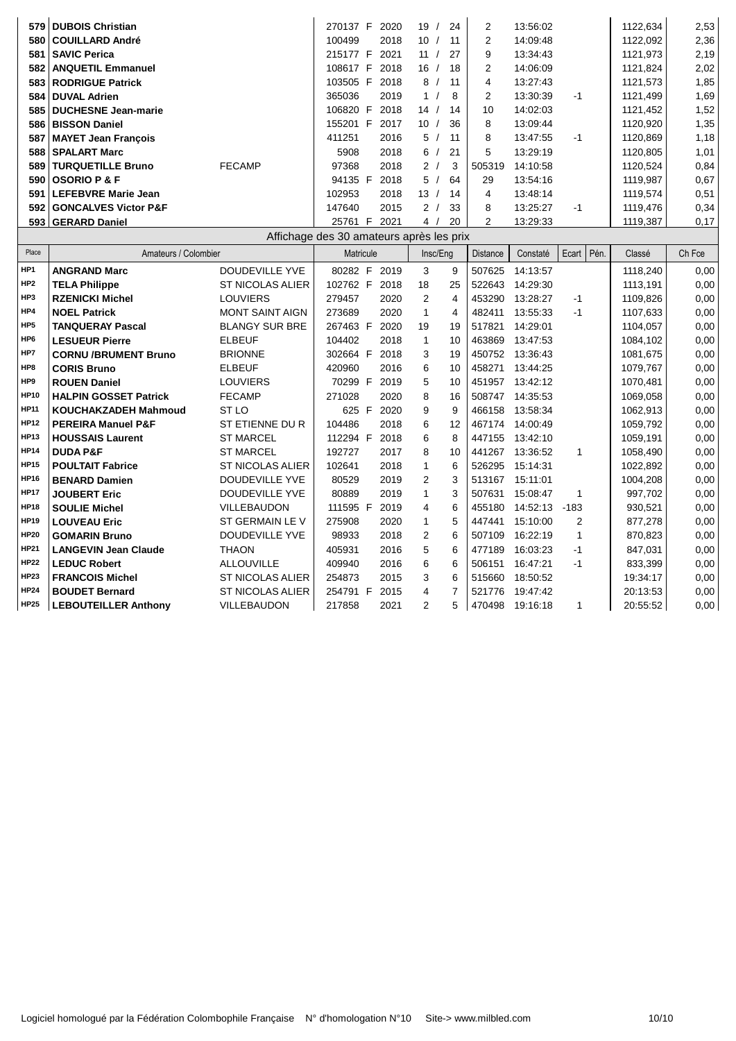| Place | Amateurs / Colombier | | Matricule | | Insc/Eng | | Distance | Constaté | Ecart | Pén. | Classé | Ch Fce |
|---|---|---|---|---|---|---|---|---|---|---|---|---|
| 579 | **DUBOIS Christian** | | 270137 F | 2020 | 19 / | 24 | 2 | 13:56:02 | | | 1122,634 | 2,53 |
| 580 | **COUILLARD André** | | 100499 | 2018 | 10 / | 11 | 2 | 14:09:48 | | | 1122,092 | 2,36 |
| 581 | **SAVIC Perica** | | 215177 F | 2021 | 11 / | 27 | 9 | 13:34:43 | | | 1121,973 | 2,19 |
| 582 | **ANQUETIL Emmanuel** | | 108617 F | 2018 | 16 / | 18 | 2 | 14:06:09 | | | 1121,824 | 2,02 |
| 583 | **RODRIGUE Patrick** | | 103505 F | 2018 | 8 / | 11 | 4 | 13:27:43 | | | 1121,573 | 1,85 |
| 584 | **DUVAL Adrien** | | 365036 | 2019 | 1 / | 8 | 2 | 13:30:39 | -1 | | 1121,499 | 1,69 |
| 585 | **DUCHESNE Jean-marie** | | 106820 F | 2018 | 14 / | 14 | 10 | 14:02:03 | | | 1121,452 | 1,52 |
| 586 | **BISSON Daniel** | | 155201 F | 2017 | 10 / | 36 | 8 | 13:09:44 | | | 1120,920 | 1,35 |
| 587 | **MAYET Jean François** | | 411251 | 2016 | 5 / | 11 | 8 | 13:47:55 | -1 | | 1120,869 | 1,18 |
| 588 | **SPALART Marc** | | 5908 | 2018 | 6 / | 21 | 5 | 13:29:19 | | | 1120,805 | 1,01 |
| 589 | **TURQUETILLE Bruno** | FECAMP | 97368 | 2018 | 2 / | 3 | 505319 | 14:10:58 | | | 1120,524 | 0,84 |
| 590 | **OSORIO P & F** | | 94135 F | 2018 | 5 / | 64 | 29 | 13:54:16 | | | 1119,987 | 0,67 |
| 591 | **LEFEBVRE Marie Jean** | | 102953 | 2018 | 13 / | 14 | 4 | 13:48:14 | | | 1119,574 | 0,51 |
| 592 | **GONCALVES Victor P&F** | | 147640 | 2015 | 2 / | 33 | 8 | 13:25:27 | -1 | | 1119,476 | 0,34 |
| 593 | **GERARD Daniel** | | 25761 F | 2021 | 4 / | 20 | 2 | 13:29:33 | | | 1119,387 | 0,17 |

Affichage des 30 amateurs après les prix

| Place | Amateurs / Colombier | | Matricule | | Insc/Eng | | Distance | Constaté | Ecart | Pén. | Classé | Ch Fce |
|---|---|---|---|---|---|---|---|---|---|---|---|---|
| HP1 | **ANGRAND Marc** | DOUDEVILLE YVE | 80282 F | 2019 | 3 | 9 | 507625 | 14:13:57 | | | 1118,240 | 0,00 |
| HP2 | **TELA Philippe** | ST NICOLAS ALIER | 102762 F | 2018 | 18 | 25 | 522643 | 14:29:30 | | | 1113,191 | 0,00 |
| HP3 | **RZENICKI Michel** | LOUVIERS | 279457 | 2020 | 2 | 4 | 453290 | 13:28:27 | -1 | | 1109,826 | 0,00 |
| HP4 | **NOEL Patrick** | MONT SAINT AIGN | 273689 | 2020 | 1 | 4 | 482411 | 13:55:33 | -1 | | 1107,633 | 0,00 |
| HP5 | **TANQUERAY Pascal** | BLANGY SUR BRE | 267463 F | 2020 | 19 | 19 | 517821 | 14:29:01 | | | 1104,057 | 0,00 |
| HP6 | **LESUEUR Pierre** | ELBEUF | 104402 | 2018 | 1 | 10 | 463869 | 13:47:53 | | | 1084,102 | 0,00 |
| HP7 | **CORNU /BRUMENT Bruno** | BRIONNE | 302664 F | 2018 | 3 | 19 | 450752 | 13:36:43 | | | 1081,675 | 0,00 |
| HP8 | **CORIS Bruno** | ELBEUF | 420960 | 2016 | 6 | 10 | 458271 | 13:44:25 | | | 1079,767 | 0,00 |
| HP9 | **ROUEN Daniel** | LOUVIERS | 70299 F | 2019 | 5 | 10 | 451957 | 13:42:12 | | | 1070,481 | 0,00 |
| HP10 | **HALPIN GOSSET Patrick** | FECAMP | 271028 | 2020 | 8 | 16 | 508747 | 14:35:53 | | | 1069,058 | 0,00 |
| HP11 | **KOUCHAKZADEH Mahmoud** | ST LO | 625 F | 2020 | 9 | 9 | 466158 | 13:58:34 | | | 1062,913 | 0,00 |
| HP12 | **PEREIRA Manuel P&F** | ST ETIENNE DU R | 104486 | 2018 | 6 | 12 | 467174 | 14:00:49 | | | 1059,792 | 0,00 |
| HP13 | **HOUSSAIS Laurent** | ST MARCEL | 112294 F | 2018 | 6 | 8 | 447155 | 13:42:10 | | | 1059,191 | 0,00 |
| HP14 | **DUDA P&F** | ST MARCEL | 192727 | 2017 | 8 | 10 | 441267 | 13:36:52 | 1 | | 1058,490 | 0,00 |
| HP15 | **POULTAIT Fabrice** | ST NICOLAS ALIER | 102641 | 2018 | 1 | 6 | 526295 | 15:14:31 | | | 1022,892 | 0,00 |
| HP16 | **BENARD Damien** | DOUDEVILLE YVE | 80529 | 2019 | 2 | 3 | 513167 | 15:11:01 | | | 1004,208 | 0,00 |
| HP17 | **JOUBERT Eric** | DOUDEVILLE YVE | 80889 | 2019 | 1 | 3 | 507631 | 15:08:47 | 1 | | 997,702 | 0,00 |
| HP18 | **SOULIE Michel** | VILLEBAUDON | 111595 F | 2019 | 4 | 6 | 455180 | 14:52:13 | -183 | | 930,521 | 0,00 |
| HP19 | **LOUVEAU Eric** | ST GERMAIN LE V | 275908 | 2020 | 1 | 5 | 447441 | 15:10:00 | 2 | | 877,278 | 0,00 |
| HP20 | **GOMARIN Bruno** | DOUDEVILLE YVE | 98933 | 2018 | 2 | 6 | 507109 | 16:22:19 | 1 | | 870,823 | 0,00 |
| HP21 | **LANGEVIN Jean Claude** | THAON | 405931 | 2016 | 5 | 6 | 477189 | 16:03:23 | -1 | | 847,031 | 0,00 |
| HP22 | **LEDUC Robert** | ALLOUVILLE | 409940 | 2016 | 6 | 6 | 506151 | 16:47:21 | -1 | | 833,399 | 0,00 |
| HP23 | **FRANCOIS Michel** | ST NICOLAS ALIER | 254873 | 2015 | 3 | 6 | 515660 | 18:50:52 | | | 19:34:17 | 0,00 |
| HP24 | **BOUDET Bernard** | ST NICOLAS ALIER | 254791 F | 2015 | 4 | 7 | 521776 | 19:47:42 | | | 20:13:53 | 0,00 |
| HP25 | **LEBOUTEILLER Anthony** | VILLEBAUDON | 217858 | 2021 | 2 | 5 | 470498 | 19:16:18 | 1 | | 20:55:52 | 0,00 |

Logiciel homologué par la Fédération Colombophile Française N° d'homologation N°10 Site-> www.milbled.com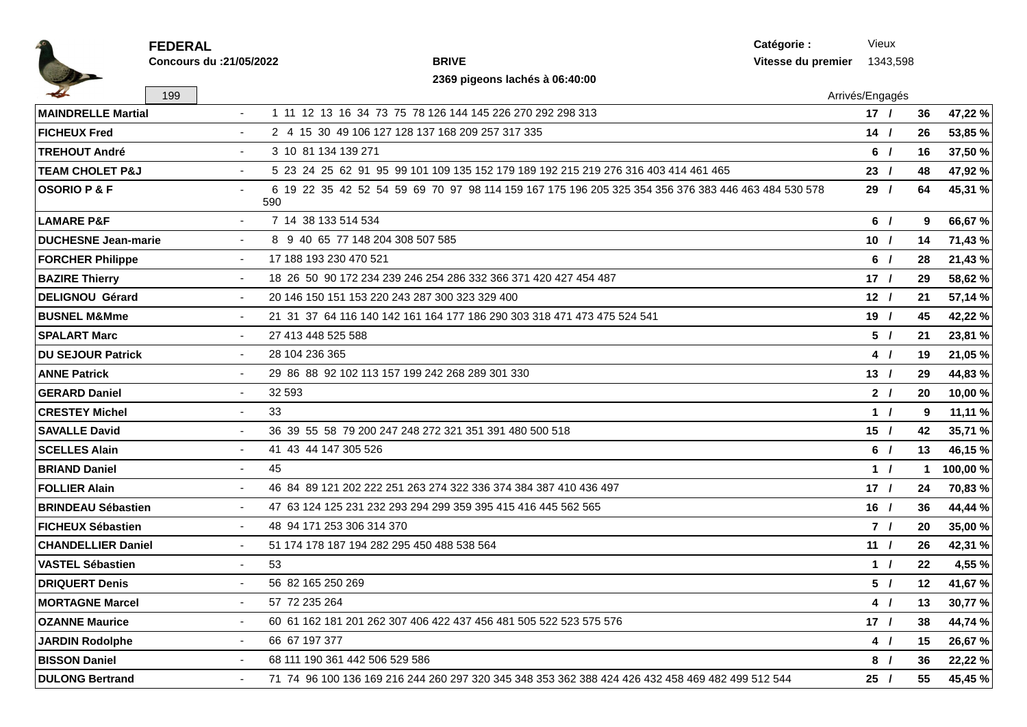**FEDERAL**

**Concours du :21/05/2022**

**BRIVE**

**2369 pigeons lachés à 06:40:00**

**Catégorie :** Vieux

**Vitesse du premier** 1343,598

199

| Nom | | Classement | Arrivés/Engagés | | |
|---|---|---|---|---|---|
| **MAINDRELLE Martial** | - | 1 11 12 13 16 34 73 75 78 126 144 145 226 270 292 298 313 | **17 /** | **36** | **47,22 %** |
| **FICHEUX Fred** | - | 2 4 15 30 49 106 127 128 137 168 209 257 317 335 | **14 /** | **26** | **53,85 %** |
| **TREHOUT André** | - | 3 10 81 134 139 271 | **6 /** | **16** | **37,50 %** |
| **TEAM CHOLET P&J** | - | 5 23 24 25 62 91 95 99 101 109 135 152 179 189 192 215 219 276 316 403 414 461 465 | **23 /** | **48** | **47,92 %** |
| **OSORIO P & F** | - | 6 19 22 35 42 52 54 59 69 70 97 98 114 159 167 175 196 205 325 354 356 376 383 446 463 484 530 578 590 | **29 /** | **64** | **45,31 %** |
| **LAMARE P&F** | - | 7 14 38 133 514 534 | **6 /** | **9** | **66,67 %** |
| **DUCHESNE Jean-marie** | - | 8 9 40 65 77 148 204 308 507 585 | **10 /** | **14** | **71,43 %** |
| **FORCHER Philippe** | - | 17 188 193 230 470 521 | **6 /** | **28** | **21,43 %** |
| **BAZIRE Thierry** | - | 18 26 50 90 172 234 239 246 254 286 332 366 371 420 427 454 487 | **17 /** | **29** | **58,62 %** |
| **DELIGNOU Gérard** | - | 20 146 150 151 153 220 243 287 300 323 329 400 | **12 /** | **21** | **57,14 %** |
| **BUSNEL M&Mme** | - | 21 31 37 64 116 140 142 161 164 177 186 290 303 318 471 473 475 524 541 | **19 /** | **45** | **42,22 %** |
| **SPALART Marc** | - | 27 413 448 525 588 | **5 /** | **21** | **23,81 %** |
| **DU SEJOUR Patrick** | - | 28 104 236 365 | **4 /** | **19** | **21,05 %** |
| **ANNE Patrick** | - | 29 86 88 92 102 113 157 199 242 268 289 301 330 | **13 /** | **29** | **44,83 %** |
| **GERARD Daniel** | - | 32 593 | **2 /** | **20** | **10,00 %** |
| **CRESTEY Michel** | - | 33 | **1 /** | **9** | **11,11 %** |
| **SAVALLE David** | - | 36 39 55 58 79 200 247 248 272 321 351 391 480 500 518 | **15 /** | **42** | **35,71 %** |
| **SCELLES Alain** | - | 41 43 44 147 305 526 | **6 /** | **13** | **46,15 %** |
| **BRIAND Daniel** | - | 45 | **1 /** | **1** | **100,00 %** |
| **FOLLIER Alain** | - | 46 84 89 121 202 222 251 263 274 322 336 374 384 387 410 436 497 | **17 /** | **24** | **70,83 %** |
| **BRINDEAU Sébastien** | - | 47 63 124 125 231 232 293 294 299 359 395 415 416 445 562 565 | **16 /** | **36** | **44,44 %** |
| **FICHEUX Sébastien** | - | 48 94 171 253 306 314 370 | **7 /** | **20** | **35,00 %** |
| **CHANDELLIER Daniel** | - | 51 174 178 187 194 282 295 450 488 538 564 | **11 /** | **26** | **42,31 %** |
| **VASTEL Sébastien** | - | 53 | **1 /** | **22** | **4,55 %** |
| **DRIQUERT Denis** | - | 56 82 165 250 269 | **5 /** | **12** | **41,67 %** |
| **MORTAGNE Marcel** | - | 57 72 235 264 | **4 /** | **13** | **30,77 %** |
| **OZANNE Maurice** | - | 60 61 162 181 201 262 307 406 422 437 456 481 505 522 523 575 576 | **17 /** | **38** | **44,74 %** |
| **JARDIN Rodolphe** | - | 66 67 197 377 | **4 /** | **15** | **26,67 %** |
| **BISSON Daniel** | - | 68 111 190 361 442 506 529 586 | **8 /** | **36** | **22,22 %** |
| **DULONG Bertrand** | - | 71 74 96 100 136 169 216 244 260 297 320 345 348 353 362 388 424 426 432 458 469 482 499 512 544 | **25 /** | **55** | **45,45 %** |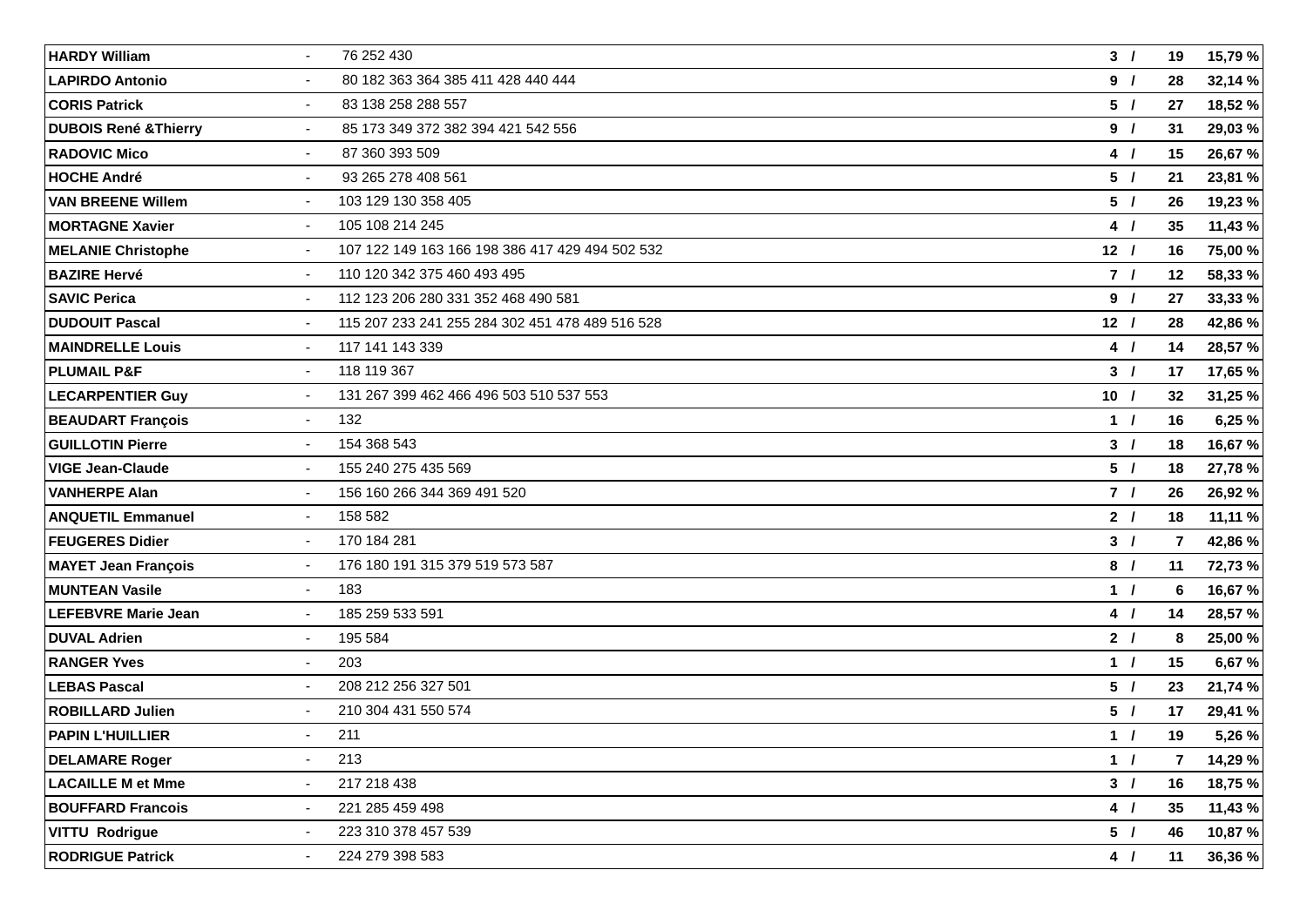| **HARDY William** | - | 76 252 430 | **3 /** | **19** | **15,79 %** |
|---|---|---|---|---|---|
| **LAPIRDO Antonio** | - | 80 182 363 364 385 411 428 440 444 | **9 /** | **28** | **32,14 %** |
| **CORIS Patrick** | - | 83 138 258 288 557 | **5 /** | **27** | **18,52 %** |
| **DUBOIS René &Thierry** | - | 85 173 349 372 382 394 421 542 556 | **9 /** | **31** | **29,03 %** |
| **RADOVIC Mico** | - | 87 360 393 509 | **4 /** | **15** | **26,67 %** |
| **HOCHE André** | - | 93 265 278 408 561 | **5 /** | **21** | **23,81 %** |
| **VAN BREENE Willem** | - | 103 129 130 358 405 | **5 /** | **26** | **19,23 %** |
| **MORTAGNE Xavier** | - | 105 108 214 245 | **4 /** | **35** | **11,43 %** |
| **MELANIE Christophe** | - | 107 122 149 163 166 198 386 417 429 494 502 532 | **12 /** | **16** | **75,00 %** |
| **BAZIRE Hervé** | - | 110 120 342 375 460 493 495 | **7 /** | **12** | **58,33 %** |
| **SAVIC Perica** | - | 112 123 206 280 331 352 468 490 581 | **9 /** | **27** | **33,33 %** |
| **DUDOUIT Pascal** | - | 115 207 233 241 255 284 302 451 478 489 516 528 | **12 /** | **28** | **42,86 %** |
| **MAINDRELLE Louis** | - | 117 141 143 339 | **4 /** | **14** | **28,57 %** |
| **PLUMAIL P&F** | - | 118 119 367 | **3 /** | **17** | **17,65 %** |
| **LECARPENTIER Guy** | - | 131 267 399 462 466 496 503 510 537 553 | **10 /** | **32** | **31,25 %** |
| **BEAUDART François** | - | 132 | **1 /** | **16** | **6,25 %** |
| **GUILLOTIN Pierre** | - | 154 368 543 | **3 /** | **18** | **16,67 %** |
| **VIGE Jean-Claude** | - | 155 240 275 435 569 | **5 /** | **18** | **27,78 %** |
| **VANHERPE Alan** | - | 156 160 266 344 369 491 520 | **7 /** | **26** | **26,92 %** |
| **ANQUETIL Emmanuel** | - | 158 582 | **2 /** | **18** | **11,11 %** |
| **FEUGERES Didier** | - | 170 184 281 | **3 /** | **7** | **42,86 %** |
| **MAYET Jean François** | - | 176 180 191 315 379 519 573 587 | **8 /** | **11** | **72,73 %** |
| **MUNTEAN Vasile** | - | 183 | **1 /** | **6** | **16,67 %** |
| **LEFEBVRE Marie Jean** | - | 185 259 533 591 | **4 /** | **14** | **28,57 %** |
| **DUVAL Adrien** | - | 195 584 | **2 /** | **8** | **25,00 %** |
| **RANGER Yves** | - | 203 | **1 /** | **15** | **6,67 %** |
| **LEBAS Pascal** | - | 208 212 256 327 501 | **5 /** | **23** | **21,74 %** |
| **ROBILLARD Julien** | - | 210 304 431 550 574 | **5 /** | **17** | **29,41 %** |
| **PAPIN L'HUILLIER** | - | 211 | **1 /** | **19** | **5,26 %** |
| **DELAMARE Roger** | - | 213 | **1 /** | **7** | **14,29 %** |
| **LACAILLE M et Mme** | - | 217 218 438 | **3 /** | **16** | **18,75 %** |
| **BOUFFARD Francois** | - | 221 285 459 498 | **4 /** | **35** | **11,43 %** |
| **VITTU Rodrigue** | - | 223 310 378 457 539 | **5 /** | **46** | **10,87 %** |
| **RODRIGUE Patrick** | - | 224 279 398 583 | **4 /** | **11** | **36,36 %** |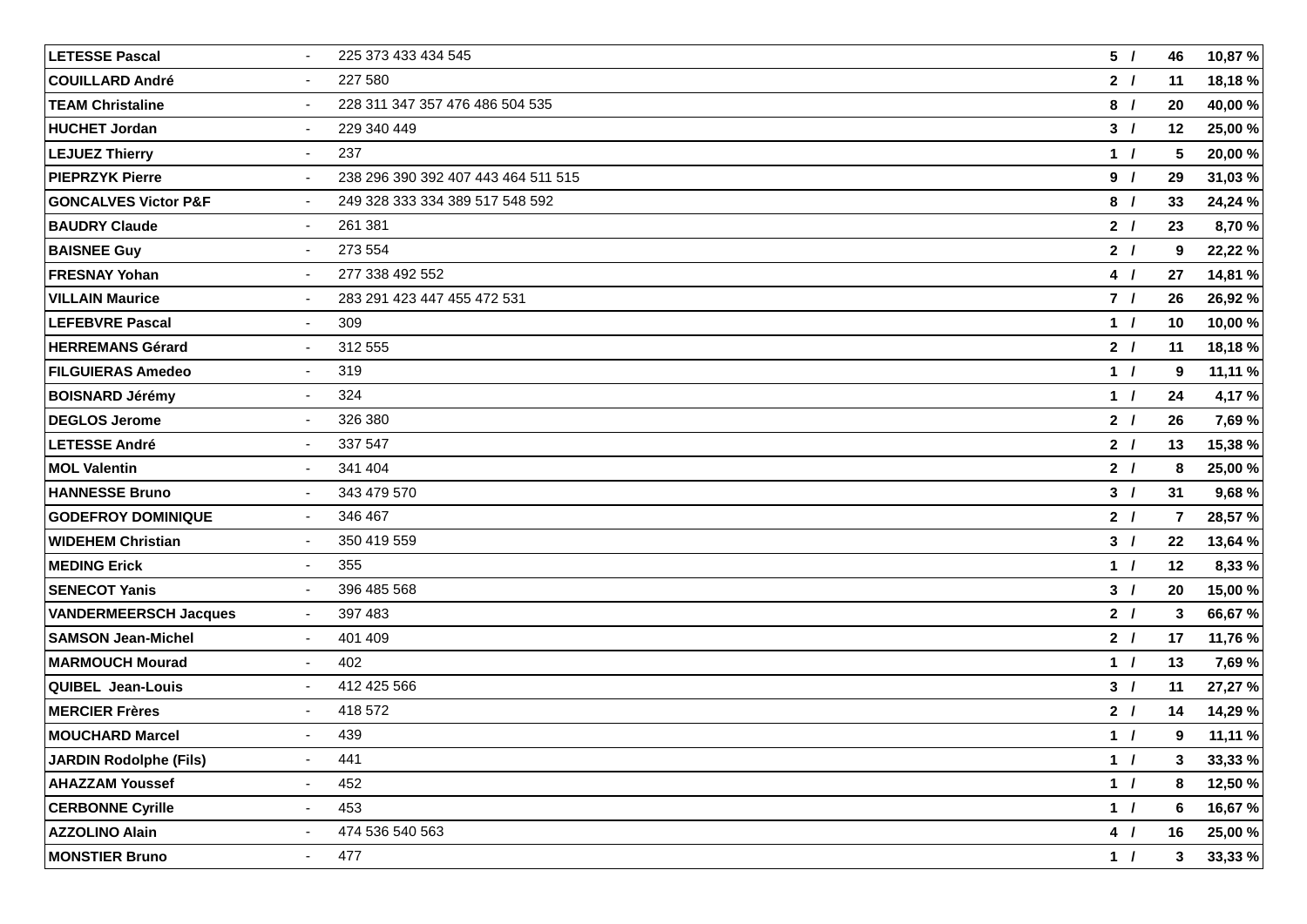| | | | | | |
|---|---|---|---|---|---|
| **LETESSE Pascal** | - | 225 373 433 434 545 | **5 /** | **46** | **10,87 %** |
| **COUILLARD André** | - | 227 580 | **2 /** | **11** | **18,18 %** |
| **TEAM Christaline** | - | 228 311 347 357 476 486 504 535 | **8 /** | **20** | **40,00 %** |
| **HUCHET Jordan** | - | 229 340 449 | **3 /** | **12** | **25,00 %** |
| **LEJUEZ Thierry** | - | 237 | **1 /** | **5** | **20,00 %** |
| **PIEPRZYK Pierre** | - | 238 296 390 392 407 443 464 511 515 | **9 /** | **29** | **31,03 %** |
| **GONCALVES Victor P&F** | - | 249 328 333 334 389 517 548 592 | **8 /** | **33** | **24,24 %** |
| **BAUDRY Claude** | - | 261 381 | **2 /** | **23** | **8,70 %** |
| **BAISNEE Guy** | - | 273 554 | **2 /** | **9** | **22,22 %** |
| **FRESNAY Yohan** | - | 277 338 492 552 | **4 /** | **27** | **14,81 %** |
| **VILLAIN Maurice** | - | 283 291 423 447 455 472 531 | **7 /** | **26** | **26,92 %** |
| **LEFEBVRE Pascal** | - | 309 | **1 /** | **10** | **10,00 %** |
| **HERREMANS Gérard** | - | 312 555 | **2 /** | **11** | **18,18 %** |
| **FILGUIERAS Amedeo** | - | 319 | **1 /** | **9** | **11,11 %** |
| **BOISNARD Jérémy** | - | 324 | **1 /** | **24** | **4,17 %** |
| **DEGLOS Jerome** | - | 326 380 | **2 /** | **26** | **7,69 %** |
| **LETESSE André** | - | 337 547 | **2 /** | **13** | **15,38 %** |
| **MOL Valentin** | - | 341 404 | **2 /** | **8** | **25,00 %** |
| **HANNESSE Bruno** | - | 343 479 570 | **3 /** | **31** | **9,68 %** |
| **GODEFROY DOMINIQUE** | - | 346 467 | **2 /** | **7** | **28,57 %** |
| **WIDEHEM Christian** | - | 350 419 559 | **3 /** | **22** | **13,64 %** |
| **MEDING Erick** | - | 355 | **1 /** | **12** | **8,33 %** |
| **SENECOT Yanis** | - | 396 485 568 | **3 /** | **20** | **15,00 %** |
| **VANDERMEERSCH Jacques** | - | 397 483 | **2 /** | **3** | **66,67 %** |
| **SAMSON Jean-Michel** | - | 401 409 | **2 /** | **17** | **11,76 %** |
| **MARMOUCH Mourad** | - | 402 | **1 /** | **13** | **7,69 %** |
| **QUIBEL Jean-Louis** | - | 412 425 566 | **3 /** | **11** | **27,27 %** |
| **MERCIER Frères** | - | 418 572 | **2 /** | **14** | **14,29 %** |
| **MOUCHARD Marcel** | - | 439 | **1 /** | **9** | **11,11 %** |
| **JARDIN Rodolphe (Fils)** | - | 441 | **1 /** | **3** | **33,33 %** |
| **AHAZZAM Youssef** | - | 452 | **1 /** | **8** | **12,50 %** |
| **CERBONNE Cyrille** | - | 453 | **1 /** | **6** | **16,67 %** |
| **AZZOLINO Alain** | - | 474 536 540 563 | **4 /** | **16** | **25,00 %** |
| **MONSTIER Bruno** | - | 477 | **1 /** | **3** | **33,33 %** |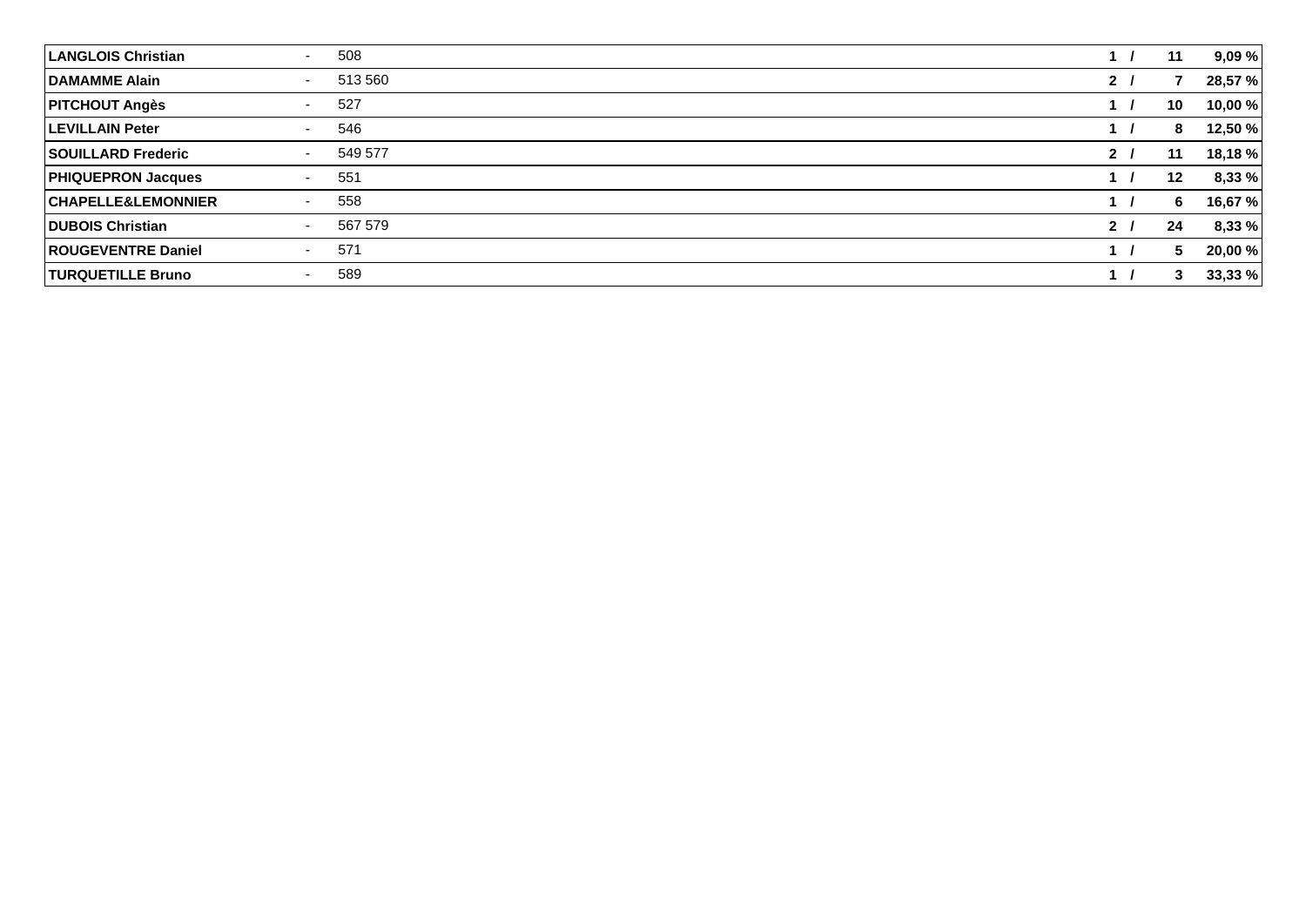| | | | | | |
|---|---|---|---|---|---|
| **LANGLOIS Christian** | - | 508 | **1 /** | **11** | **9,09 %** |
| **DAMAMME Alain** | - | 513 560 | **2 /** | **7** | **28,57 %** |
| **PITCHOUT Angès** | - | 527 | **1 /** | **10** | **10,00 %** |
| **LEVILLAIN Peter** | - | 546 | **1 /** | **8** | **12,50 %** |
| **SOUILLARD Frederic** | - | 549 577 | **2 /** | **11** | **18,18 %** |
| **PHIQUEPRON Jacques** | - | 551 | **1 /** | **12** | **8,33 %** |
| **CHAPELLE&LEMONNIER** | - | 558 | **1 /** | **6** | **16,67 %** |
| **DUBOIS Christian** | - | 567 579 | **2 /** | **24** | **8,33 %** |
| **ROUGEVENTRE Daniel** | - | 571 | **1 /** | **5** | **20,00 %** |
| **TURQUETILLE Bruno** | - | 589 | **1 /** | **3** | **33,33 %** |